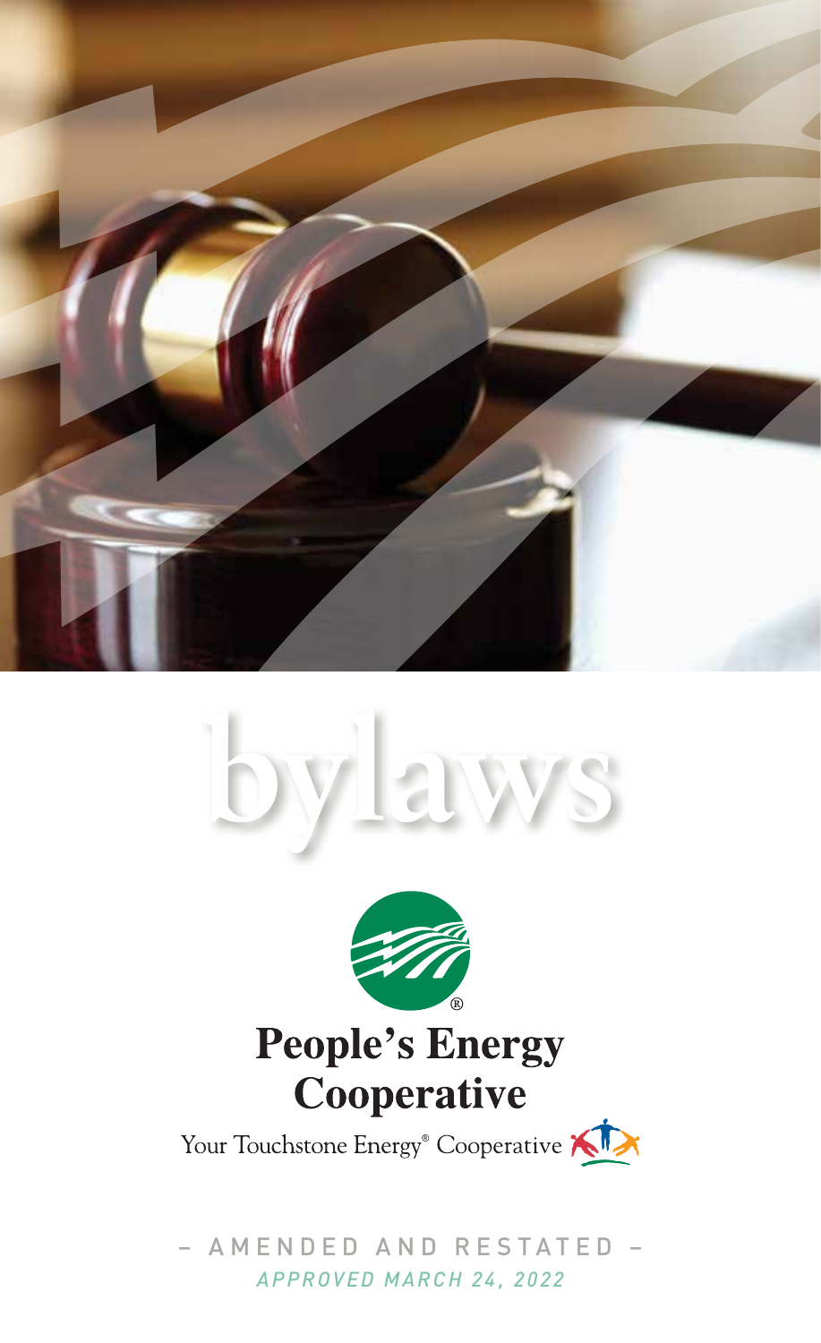# bylaws

**People's Energy Cooperative**

Your Touchstone Energy® Cooperative

– AMENDED AND RESTATED –

*APPROVED MARCH 24, 2022*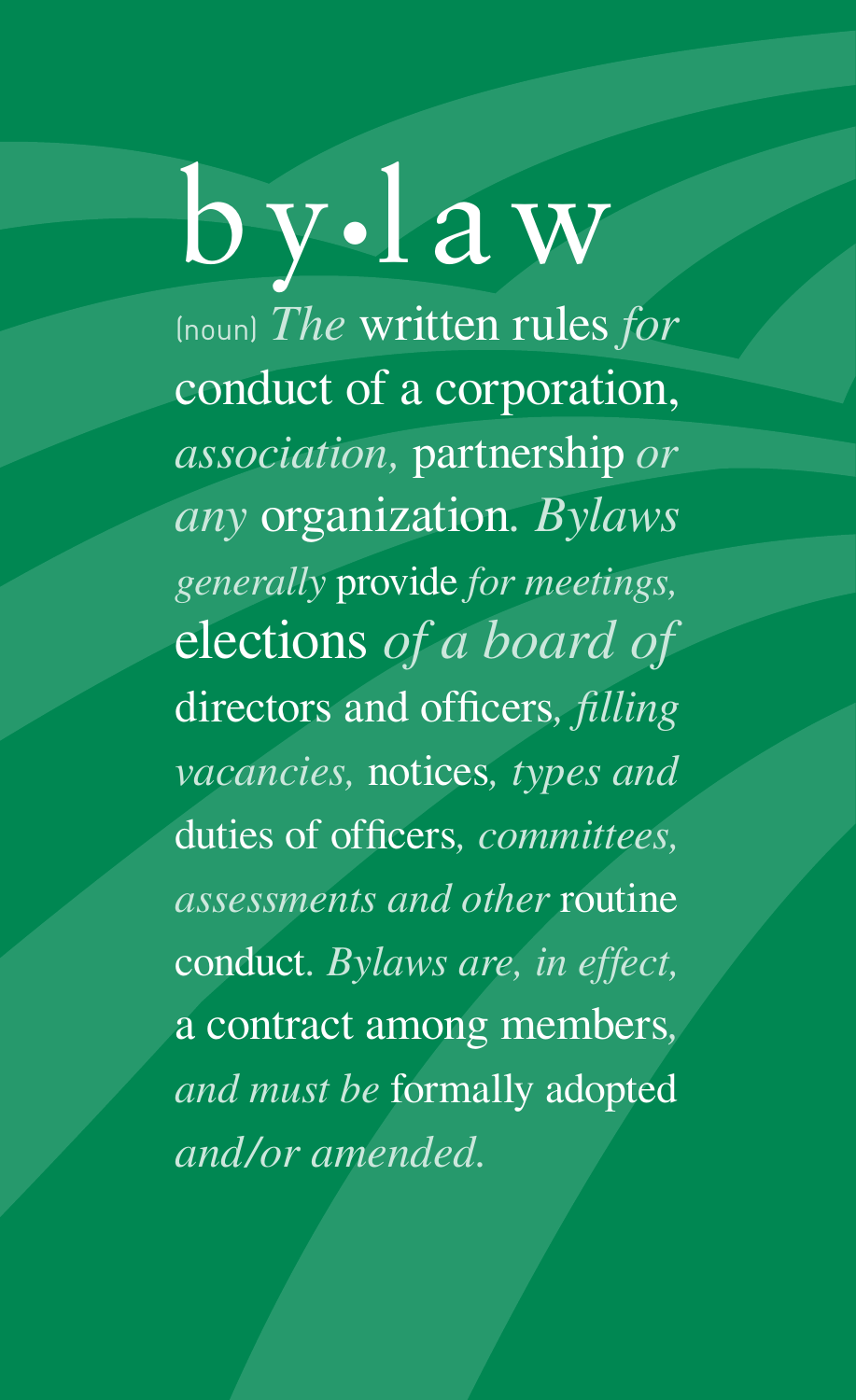# by•law

(noun) *The* written rules *for* conduct of a corporation, *association,* partnership *or any* organization. *Bylaws generally* provide *for meetings,* elections *of a board of* directors and officers*, filling vacancies,* notices*, types and* duties of officers*, committees, assessments and other* routine conduct*. Bylaws are, in effect,* a contract among members*, and must be* formally adopted *and/or amended.*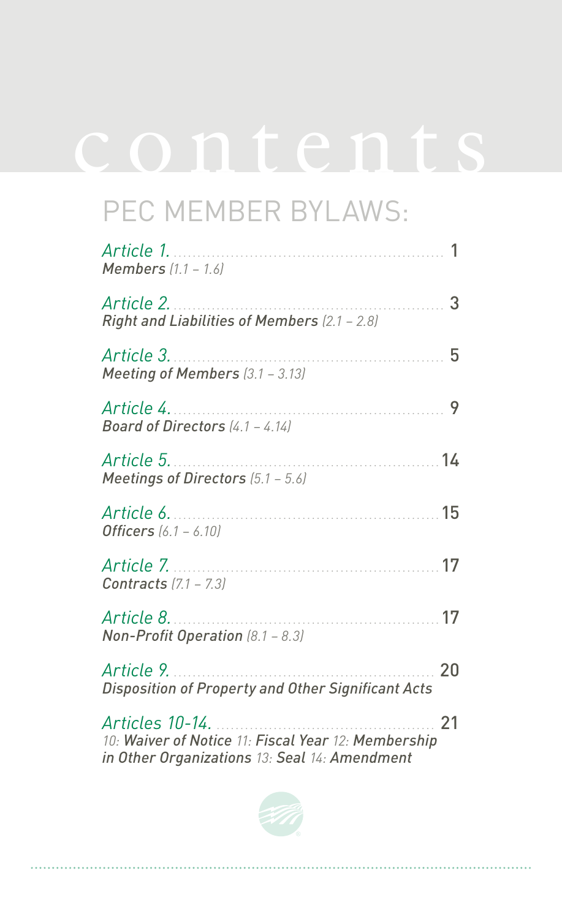# contents

## PEC MEMBER BYLAWS:

*Article 1.* ........................................................ 1
***Members*** *(1.1 – 1.6)*

*Article 2.* ........................................................ 3
***Right and Liabilities of Members*** *(2.1 – 2.8)*

*Article 3.* ........................................................ 5
***Meeting of Members*** *(3.1 – 3.13)*

*Article 4.* ........................................................ 9
***Board of Directors*** *(4.1 – 4.14)*

*Article 5.* ........................................................ 14
***Meetings of Directors*** *(5.1 – 5.6)*

*Article 6.* ........................................................ 15
***Officers*** *(6.1 – 6.10)*

*Article 7.* ........................................................ 17
***Contracts*** *(7.1 – 7.3)*

*Article 8.* ........................................................ 17
***Non-Profit Operation*** *(8.1 – 8.3)*

*Article 9.* ........................................................ 20
***Disposition of Property and Other Significant Acts***

*Articles 10-14.* ................................................ 21
*10:* ***Waiver of Notice*** *11:* ***Fiscal Year*** *12:* ***Membership in Other Organizations*** *13:* ***Seal*** *14:* ***Amendment***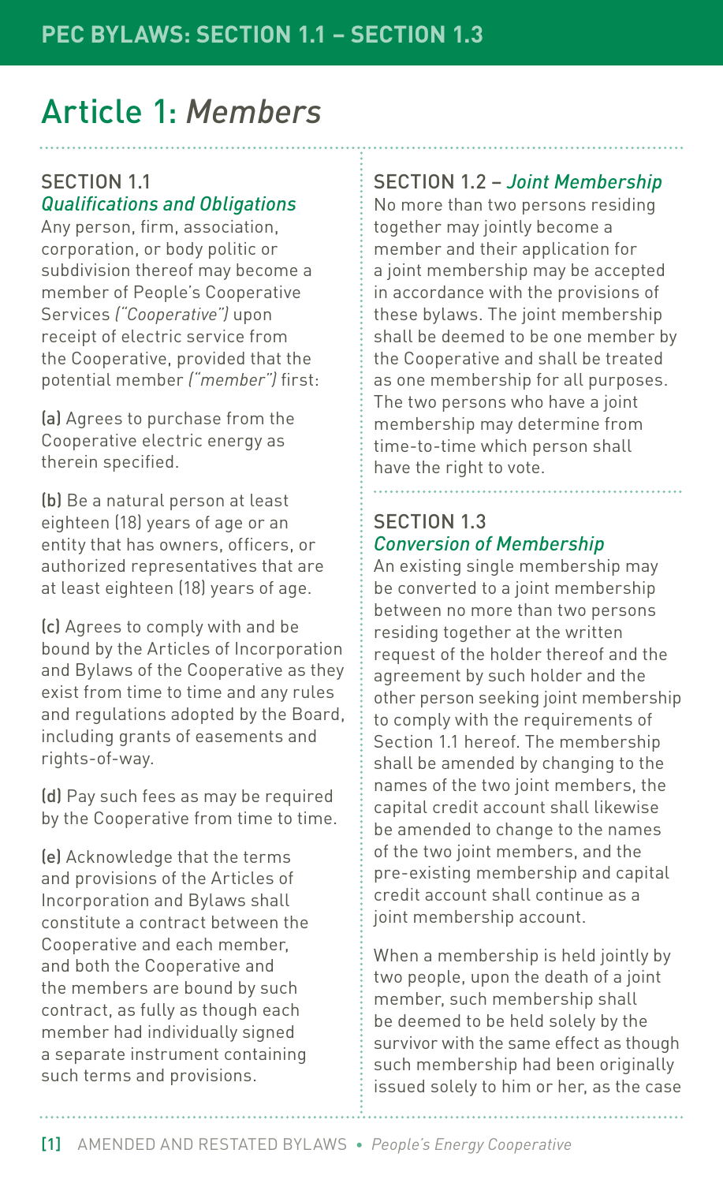# Article 1: *Members*

## SECTION 1.1
### *Qualifications and Obligations*

Any person, firm, association, corporation, or body politic or subdivision thereof may become a member of People's Cooperative Services *("Cooperative")* upon receipt of electric service from the Cooperative, provided that the potential member *("member")* first:

**(a)** Agrees to purchase from the Cooperative electric energy as therein specified.

**(b)** Be a natural person at least eighteen (18) years of age or an entity that has owners, officers, or authorized representatives that are at least eighteen (18) years of age.

**(c)** Agrees to comply with and be bound by the Articles of Incorporation and Bylaws of the Cooperative as they exist from time to time and any rules and regulations adopted by the Board, including grants of easements and rights-of-way.

**(d)** Pay such fees as may be required by the Cooperative from time to time.

**(e)** Acknowledge that the terms and provisions of the Articles of Incorporation and Bylaws shall constitute a contract between the Cooperative and each member, and both the Cooperative and the members are bound by such contract, as fully as though each member had individually signed a separate instrument containing such terms and provisions.

## SECTION 1.2 – *Joint Membership*

No more than two persons residing together may jointly become a member and their application for a joint membership may be accepted in accordance with the provisions of these bylaws. The joint membership shall be deemed to be one member by the Cooperative and shall be treated as one membership for all purposes. The two persons who have a joint membership may determine from time-to-time which person shall have the right to vote.

## SECTION 1.3
### *Conversion of Membership*

An existing single membership may be converted to a joint membership between no more than two persons residing together at the written request of the holder thereof and the agreement by such holder and the other person seeking joint membership to comply with the requirements of Section 1.1 hereof. The membership shall be amended by changing to the names of the two joint members, the capital credit account shall likewise be amended to change to the names of the two joint members, and the pre-existing membership and capital credit account shall continue as a joint membership account.

When a membership is held jointly by two people, upon the death of a joint member, such membership shall be deemed to be held solely by the survivor with the same effect as though such membership had been originally issued solely to him or her, as the case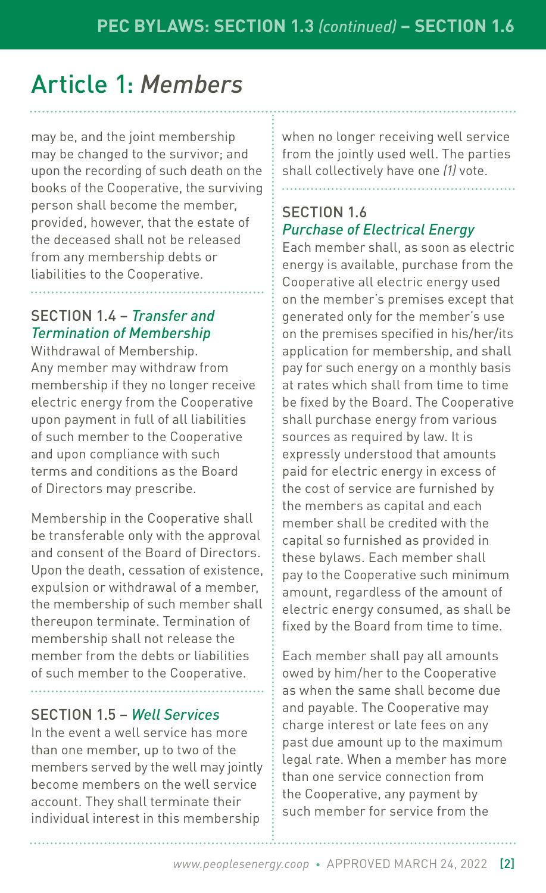# Article 1: *Members*

may be, and the joint membership may be changed to the survivor; and upon the recording of such death on the books of the Cooperative, the surviving person shall become the member, provided, however, that the estate of the deceased shall not be released from any membership debts or liabilities to the Cooperative.

## SECTION 1.4 – *Transfer and Termination of Membership*

Withdrawal of Membership. Any member may withdraw from membership if they no longer receive electric energy from the Cooperative upon payment in full of all liabilities of such member to the Cooperative and upon compliance with such terms and conditions as the Board of Directors may prescribe.

Membership in the Cooperative shall be transferable only with the approval and consent of the Board of Directors. Upon the death, cessation of existence, expulsion or withdrawal of a member, the membership of such member shall thereupon terminate. Termination of membership shall not release the member from the debts or liabilities of such member to the Cooperative.

## SECTION 1.5 – *Well Services*

In the event a well service has more than one member, up to two of the members served by the well may jointly become members on the well service account. They shall terminate their individual interest in this membership when no longer receiving well service from the jointly used well. The parties shall collectively have one *(1)* vote.

## SECTION 1.6 *Purchase of Electrical Energy*

Each member shall, as soon as electric energy is available, purchase from the Cooperative all electric energy used on the member's premises except that generated only for the member's use on the premises specified in his/her/its application for membership, and shall pay for such energy on a monthly basis at rates which shall from time to time be fixed by the Board. The Cooperative shall purchase energy from various sources as required by law. It is expressly understood that amounts paid for electric energy in excess of the cost of service are furnished by the members as capital and each member shall be credited with the capital so furnished as provided in these bylaws. Each member shall pay to the Cooperative such minimum amount, regardless of the amount of electric energy consumed, as shall be fixed by the Board from time to time.

Each member shall pay all amounts owed by him/her to the Cooperative as when the same shall become due and payable. The Cooperative may charge interest or late fees on any past due amount up to the maximum legal rate. When a member has more than one service connection from the Cooperative, any payment by such member for service from the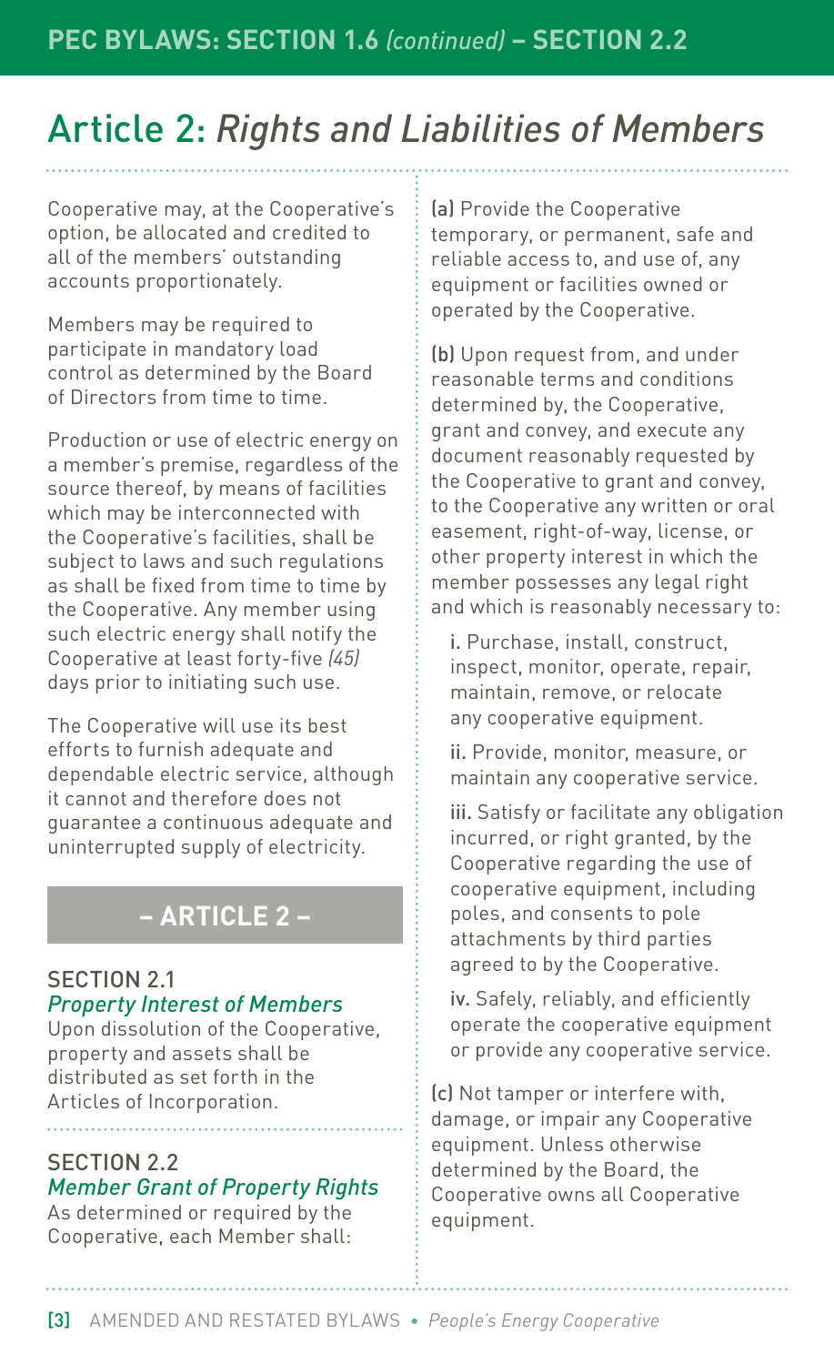# Article 2: *Rights and Liabilities of Members*

Cooperative may, at the Cooperative's option, be allocated and credited to all of the members' outstanding accounts proportionately.

Members may be required to participate in mandatory load control as determined by the Board of Directors from time to time.

Production or use of electric energy on a member's premise, regardless of the source thereof, by means of facilities which may be interconnected with the Cooperative's facilities, shall be subject to laws and such regulations as shall be fixed from time to time by the Cooperative. Any member using such electric energy shall notify the Cooperative at least forty-five *(45)* days prior to initiating such use.

The Cooperative will use its best efforts to furnish adequate and dependable electric service, although it cannot and therefore does not guarantee a continuous adequate and uninterrupted supply of electricity.

## – ARTICLE 2 –

### SECTION 2.1
*Property Interest of Members*

Upon dissolution of the Cooperative, property and assets shall be distributed as set forth in the Articles of Incorporation.

### SECTION 2.2
*Member Grant of Property Rights*

As determined or required by the Cooperative, each Member shall:

(a) Provide the Cooperative temporary, or permanent, safe and reliable access to, and use of, any equipment or facilities owned or operated by the Cooperative.

(b) Upon request from, and under reasonable terms and conditions determined by, the Cooperative, grant and convey, and execute any document reasonably requested by the Cooperative to grant and convey, to the Cooperative any written or oral easement, right-of-way, license, or other property interest in which the member possesses any legal right and which is reasonably necessary to:

i. Purchase, install, construct, inspect, monitor, operate, repair, maintain, remove, or relocate any cooperative equipment.

ii. Provide, monitor, measure, or maintain any cooperative service.

iii. Satisfy or facilitate any obligation incurred, or right granted, by the Cooperative regarding the use of cooperative equipment, including poles, and consents to pole attachments by third parties agreed to by the Cooperative.

iv. Safely, reliably, and efficiently operate the cooperative equipment or provide any cooperative service.

(c) Not tamper or interfere with, damage, or impair any Cooperative equipment. Unless otherwise determined by the Board, the Cooperative owns all Cooperative equipment.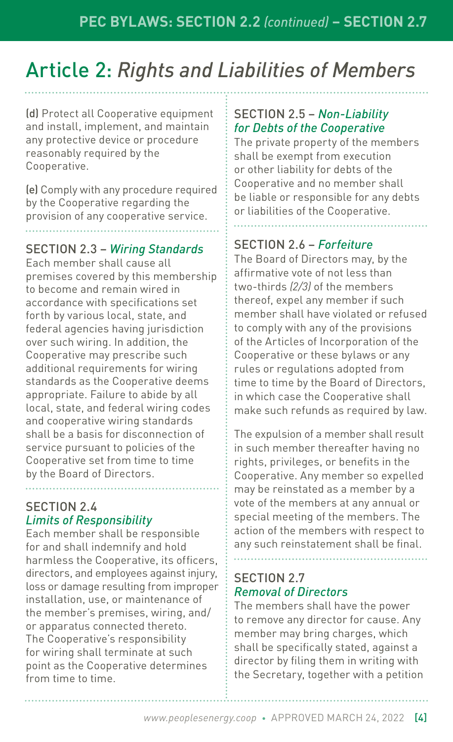# Article 2: *Rights and Liabilities of Members*

**(d)** Protect all Cooperative equipment and install, implement, and maintain any protective device or procedure reasonably required by the Cooperative.

**(e)** Comply with any procedure required by the Cooperative regarding the provision of any cooperative service.

## SECTION 2.3 – *Wiring Standards*

Each member shall cause all premises covered by this membership to become and remain wired in accordance with specifications set forth by various local, state, and federal agencies having jurisdiction over such wiring. In addition, the Cooperative may prescribe such additional requirements for wiring standards as the Cooperative deems appropriate. Failure to abide by all local, state, and federal wiring codes and cooperative wiring standards shall be a basis for disconnection of service pursuant to policies of the Cooperative set from time to time by the Board of Directors.

## SECTION 2.4 *Limits of Responsibility*

Each member shall be responsible for and shall indemnify and hold harmless the Cooperative, its officers, directors, and employees against injury, loss or damage resulting from improper installation, use, or maintenance of the member's premises, wiring, and/or apparatus connected thereto. The Cooperative's responsibility for wiring shall terminate at such point as the Cooperative determines from time to time.

## SECTION 2.5 – *Non-Liability for Debts of the Cooperative*

The private property of the members shall be exempt from execution or other liability for debts of the Cooperative and no member shall be liable or responsible for any debts or liabilities of the Cooperative.

## SECTION 2.6 – *Forfeiture*

The Board of Directors may, by the affirmative vote of not less than two-thirds *(2/3)* of the members thereof, expel any member if such member shall have violated or refused to comply with any of the provisions of the Articles of Incorporation of the Cooperative or these bylaws or any rules or regulations adopted from time to time by the Board of Directors, in which case the Cooperative shall make such refunds as required by law.

The expulsion of a member shall result in such member thereafter having no rights, privileges, or benefits in the Cooperative. Any member so expelled may be reinstated as a member by a vote of the members at any annual or special meeting of the members. The action of the members with respect to any such reinstatement shall be final.

## SECTION 2.7 *Removal of Directors*

The members shall have the power to remove any director for cause. Any member may bring charges, which shall be specifically stated, against a director by filing them in writing with the Secretary, together with a petition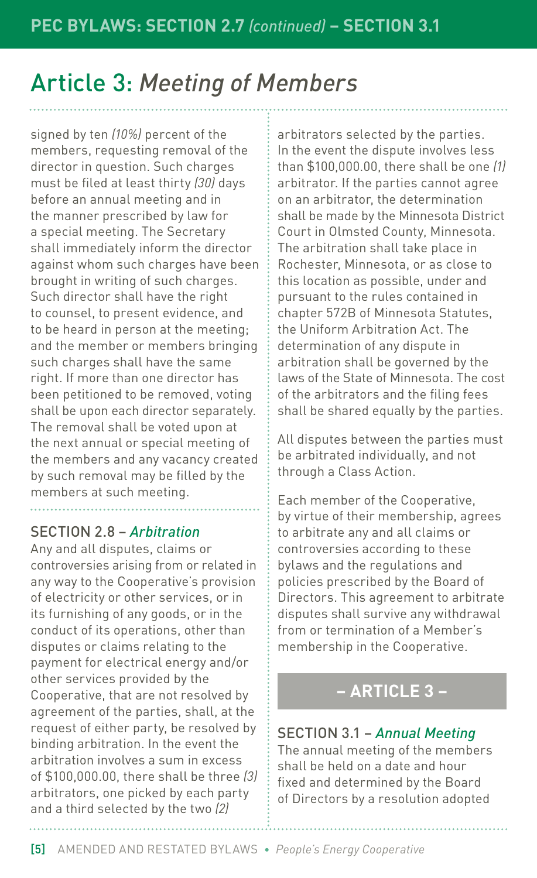# Article 3: *Meeting of Members*

signed by ten *(10%)* percent of the members, requesting removal of the director in question. Such charges must be filed at least thirty *(30)* days before an annual meeting and in the manner prescribed by law for a special meeting. The Secretary shall immediately inform the director against whom such charges have been brought in writing of such charges. Such director shall have the right to counsel, to present evidence, and to be heard in person at the meeting; and the member or members bringing such charges shall have the same right. If more than one director has been petitioned to be removed, voting shall be upon each director separately. The removal shall be voted upon at the next annual or special meeting of the members and any vacancy created by such removal may be filled by the members at such meeting.

### SECTION 2.8 – *Arbitration*

Any and all disputes, claims or controversies arising from or related in any way to the Cooperative's provision of electricity or other services, or in its furnishing of any goods, or in the conduct of its operations, other than disputes or claims relating to the payment for electrical energy and/or other services provided by the Cooperative, that are not resolved by agreement of the parties, shall, at the request of either party, be resolved by binding arbitration. In the event the arbitration involves a sum in excess of $100,000.00, there shall be three *(3)* arbitrators, one picked by each party and a third selected by the two *(2)* arbitrators selected by the parties. In the event the dispute involves less than $100,000.00, there shall be one *(1)* arbitrator. If the parties cannot agree on an arbitrator, the determination shall be made by the Minnesota District Court in Olmsted County, Minnesota. The arbitration shall take place in Rochester, Minnesota, or as close to this location as possible, under and pursuant to the rules contained in chapter 572B of Minnesota Statutes, the Uniform Arbitration Act. The determination of any dispute in arbitration shall be governed by the laws of the State of Minnesota. The cost of the arbitrators and the filing fees shall be shared equally by the parties.

All disputes between the parties must be arbitrated individually, and not through a Class Action.

Each member of the Cooperative, by virtue of their membership, agrees to arbitrate any and all claims or controversies according to these bylaws and the regulations and policies prescribed by the Board of Directors. This agreement to arbitrate disputes shall survive any withdrawal from or termination of a Member's membership in the Cooperative.

## – ARTICLE 3 –

### SECTION 3.1 – *Annual Meeting*

The annual meeting of the members shall be held on a date and hour fixed and determined by the Board of Directors by a resolution adopted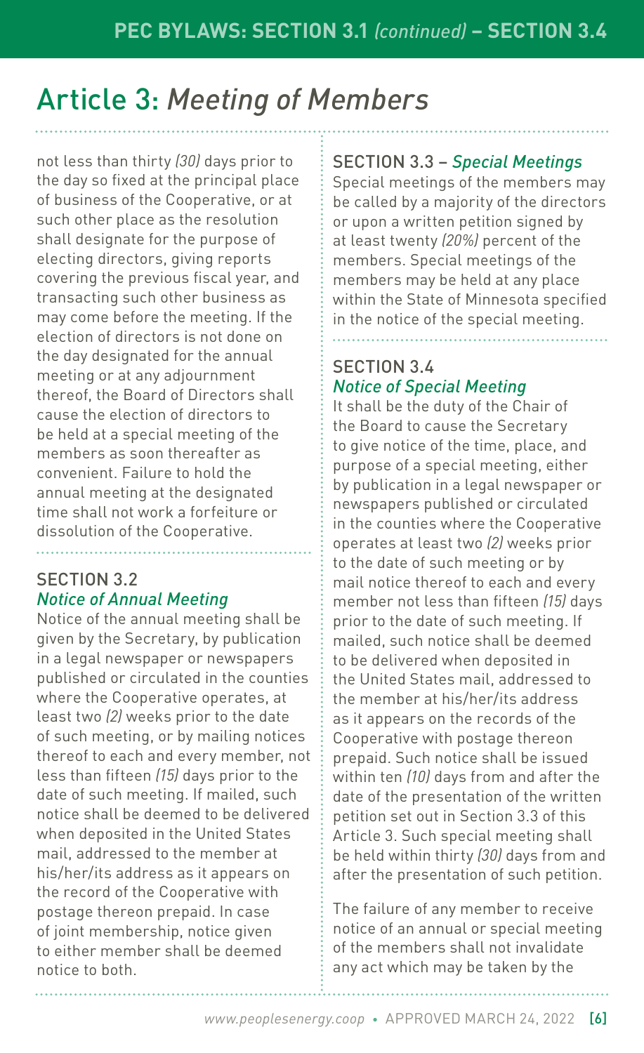# Article 3: *Meeting of Members*

not less than thirty *(30)* days prior to the day so fixed at the principal place of business of the Cooperative, or at such other place as the resolution shall designate for the purpose of electing directors, giving reports covering the previous fiscal year, and transacting such other business as may come before the meeting. If the election of directors is not done on the day designated for the annual meeting or at any adjournment thereof, the Board of Directors shall cause the election of directors to be held at a special meeting of the members as soon thereafter as convenient. Failure to hold the annual meeting at the designated time shall not work a forfeiture or dissolution of the Cooperative.

## SECTION 3.2 *Notice of Annual Meeting*

Notice of the annual meeting shall be given by the Secretary, by publication in a legal newspaper or newspapers published or circulated in the counties where the Cooperative operates, at least two *(2)* weeks prior to the date of such meeting, or by mailing notices thereof to each and every member, not less than fifteen *(15)* days prior to the date of such meeting. If mailed, such notice shall be deemed to be delivered when deposited in the United States mail, addressed to the member at his/her/its address as it appears on the record of the Cooperative with postage thereon prepaid. In case of joint membership, notice given to either member shall be deemed notice to both.

## SECTION 3.3 – *Special Meetings*

Special meetings of the members may be called by a majority of the directors or upon a written petition signed by at least twenty *(20%)* percent of the members. Special meetings of the members may be held at any place within the State of Minnesota specified in the notice of the special meeting.

## SECTION 3.4 *Notice of Special Meeting*

It shall be the duty of the Chair of the Board to cause the Secretary to give notice of the time, place, and purpose of a special meeting, either by publication in a legal newspaper or newspapers published or circulated in the counties where the Cooperative operates at least two *(2)* weeks prior to the date of such meeting or by mail notice thereof to each and every member not less than fifteen *(15)* days prior to the date of such meeting. If mailed, such notice shall be deemed to be delivered when deposited in the United States mail, addressed to the member at his/her/its address as it appears on the records of the Cooperative with postage thereon prepaid. Such notice shall be issued within ten *(10)* days from and after the date of the presentation of the written petition set out in Section 3.3 of this Article 3. Such special meeting shall be held within thirty *(30)* days from and after the presentation of such petition.

The failure of any member to receive notice of an annual or special meeting of the members shall not invalidate any act which may be taken by the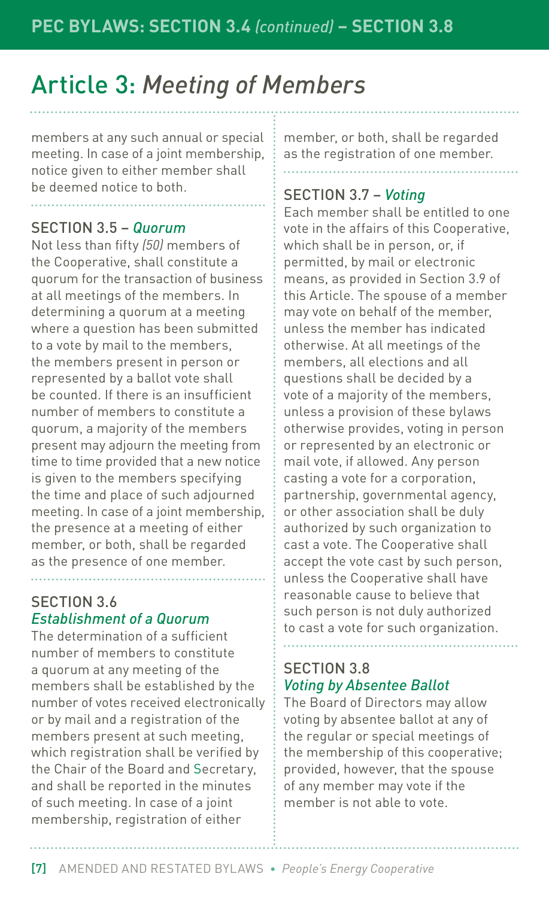# Article 3: *Meeting of Members*

members at any such annual or special meeting. In case of a joint membership, notice given to either member shall be deemed notice to both.

### SECTION 3.5 – *Quorum*

Not less than fifty *(50)* members of the Cooperative, shall constitute a quorum for the transaction of business at all meetings of the members. In determining a quorum at a meeting where a question has been submitted to a vote by mail to the members, the members present in person or represented by a ballot vote shall be counted. If there is an insufficient number of members to constitute a quorum, a majority of the members present may adjourn the meeting from time to time provided that a new notice is given to the members specifying the time and place of such adjourned meeting. In case of a joint membership, the presence at a meeting of either member, or both, shall be regarded as the presence of one member.

### SECTION 3.6 *Establishment of a Quorum*

The determination of a sufficient number of members to constitute a quorum at any meeting of the members shall be established by the number of votes received electronically or by mail and a registration of the members present at such meeting, which registration shall be verified by the Chair of the Board and Secretary, and shall be reported in the minutes of such meeting. In case of a joint membership, registration of either member, or both, shall be regarded as the registration of one member.

### SECTION 3.7 – *Voting*

Each member shall be entitled to one vote in the affairs of this Cooperative, which shall be in person, or, if permitted, by mail or electronic means, as provided in Section 3.9 of this Article. The spouse of a member may vote on behalf of the member, unless the member has indicated otherwise. At all meetings of the members, all elections and all questions shall be decided by a vote of a majority of the members, unless a provision of these bylaws otherwise provides, voting in person or represented by an electronic or mail vote, if allowed. Any person casting a vote for a corporation, partnership, governmental agency, or other association shall be duly authorized by such organization to cast a vote. The Cooperative shall accept the vote cast by such person, unless the Cooperative shall have reasonable cause to believe that such person is not duly authorized to cast a vote for such organization.

### SECTION 3.8 *Voting by Absentee Ballot*

The Board of Directors may allow voting by absentee ballot at any of the regular or special meetings of the membership of this cooperative; provided, however, that the spouse of any member may vote if the member is not able to vote.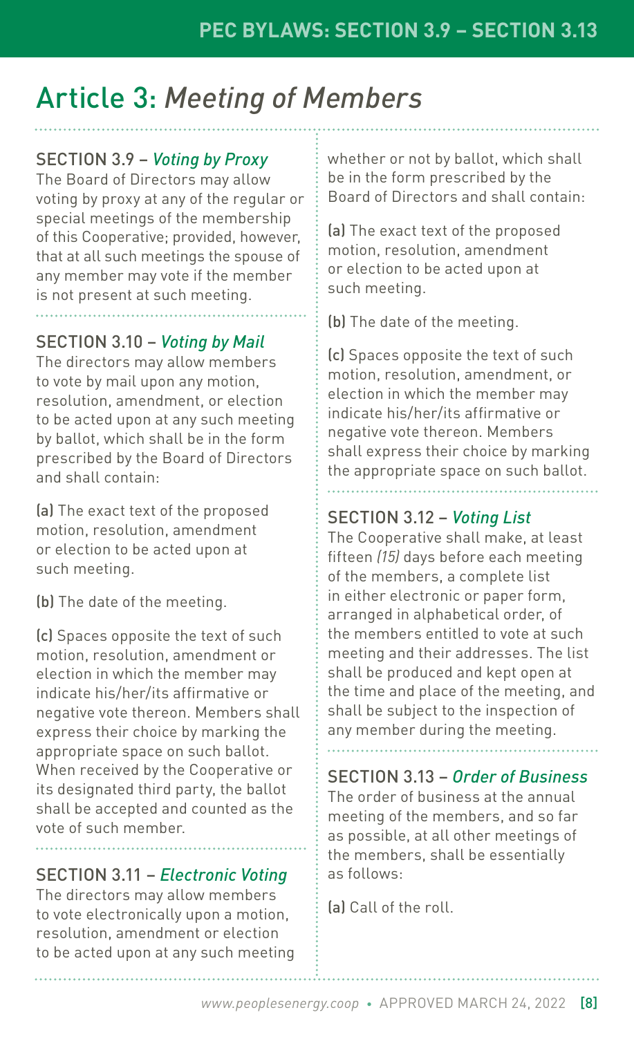# Article 3: *Meeting of Members*

## SECTION 3.9 – *Voting by Proxy*

The Board of Directors may allow voting by proxy at any of the regular or special meetings of the membership of this Cooperative; provided, however, that at all such meetings the spouse of any member may vote if the member is not present at such meeting.

## SECTION 3.10 – *Voting by Mail*

The directors may allow members to vote by mail upon any motion, resolution, amendment, or election to be acted upon at any such meeting by ballot, which shall be in the form prescribed by the Board of Directors and shall contain:

**(a)** The exact text of the proposed motion, resolution, amendment or election to be acted upon at such meeting.

**(b)** The date of the meeting.

**(c)** Spaces opposite the text of such motion, resolution, amendment or election in which the member may indicate his/her/its affirmative or negative vote thereon. Members shall express their choice by marking the appropriate space on such ballot. When received by the Cooperative or its designated third party, the ballot shall be accepted and counted as the vote of such member.

## SECTION 3.11 – *Electronic Voting*

The directors may allow members to vote electronically upon a motion, resolution, amendment or election to be acted upon at any such meeting whether or not by ballot, which shall be in the form prescribed by the Board of Directors and shall contain:

**(a)** The exact text of the proposed motion, resolution, amendment or election to be acted upon at such meeting.

**(b)** The date of the meeting.

**(c)** Spaces opposite the text of such motion, resolution, amendment, or election in which the member may indicate his/her/its affirmative or negative vote thereon. Members shall express their choice by marking the appropriate space on such ballot.

## SECTION 3.12 – *Voting List*

The Cooperative shall make, at least fifteen *(15)* days before each meeting of the members, a complete list in either electronic or paper form, arranged in alphabetical order, of the members entitled to vote at such meeting and their addresses. The list shall be produced and kept open at the time and place of the meeting, and shall be subject to the inspection of any member during the meeting.

## SECTION 3.13 – *Order of Business*

The order of business at the annual meeting of the members, and so far as possible, at all other meetings of the members, shall be essentially as follows:

**(a)** Call of the roll.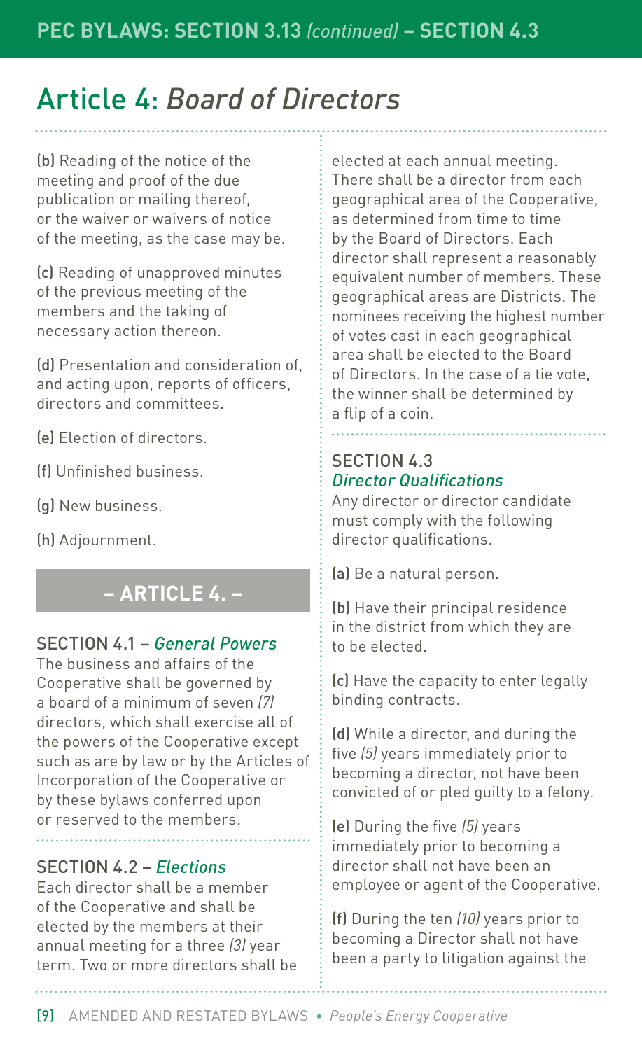# Article 4: *Board of Directors*

**(b)** Reading of the notice of the meeting and proof of the due publication or mailing thereof, or the waiver or waivers of notice of the meeting, as the case may be.

**(c)** Reading of unapproved minutes of the previous meeting of the members and the taking of necessary action thereon.

**(d)** Presentation and consideration of, and acting upon, reports of officers, directors and committees.

**(e)** Election of directors.

**(f)** Unfinished business.

**(g)** New business.

**(h)** Adjournment.

## – ARTICLE 4. –

### SECTION 4.1 – *General Powers*

The business and affairs of the Cooperative shall be governed by a board of a minimum of seven *(7)* directors, which shall exercise all of the powers of the Cooperative except such as are by law or by the Articles of Incorporation of the Cooperative or by these bylaws conferred upon or reserved to the members.

### SECTION 4.2 – *Elections*

Each director shall be a member of the Cooperative and shall be elected by the members at their annual meeting for a three *(3)* year term. Two or more directors shall be elected at each annual meeting. There shall be a director from each geographical area of the Cooperative, as determined from time to time by the Board of Directors. Each director shall represent a reasonably equivalent number of members. These geographical areas are Districts. The nominees receiving the highest number of votes cast in each geographical area shall be elected to the Board of Directors. In the case of a tie vote, the winner shall be determined by a flip of a coin.

### SECTION 4.3 *Director Qualifications*

Any director or director candidate must comply with the following director qualifications.

**(a)** Be a natural person.

**(b)** Have their principal residence in the district from which they are to be elected.

**(c)** Have the capacity to enter legally binding contracts.

**(d)** While a director, and during the five *(5)* years immediately prior to becoming a director, not have been convicted of or pled guilty to a felony.

**(e)** During the five *(5)* years immediately prior to becoming a director shall not have been an employee or agent of the Cooperative.

**(f)** During the ten *(10)* years prior to becoming a Director shall not have been a party to litigation against the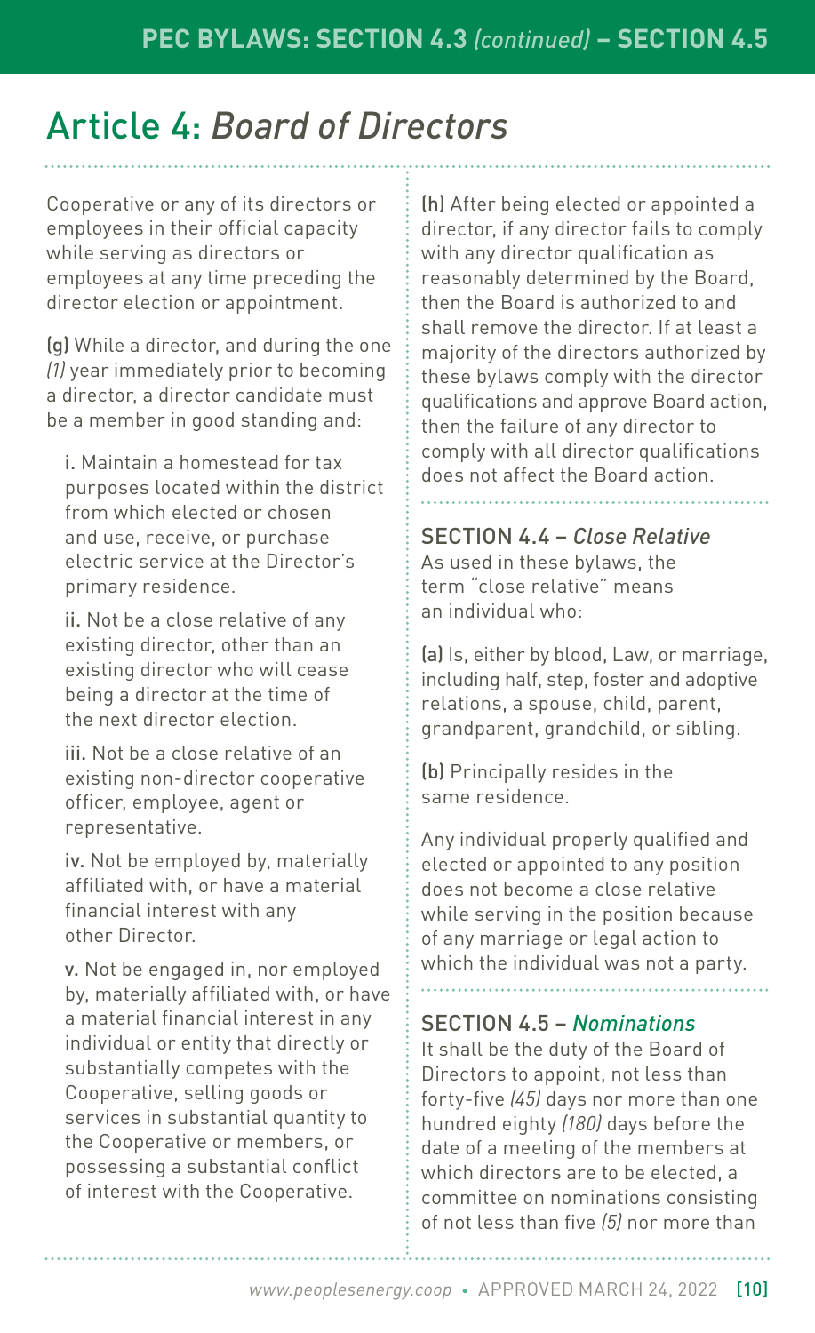# Article 4: *Board of Directors*

Cooperative or any of its directors or employees in their official capacity while serving as directors or employees at any time preceding the director election or appointment.

**(g)** While a director, and during the one *(1)* year immediately prior to becoming a director, a director candidate must be a member in good standing and:

- **i.** Maintain a homestead for tax purposes located within the district from which elected or chosen and use, receive, or purchase electric service at the Director's primary residence.
- **ii.** Not be a close relative of any existing director, other than an existing director who will cease being a director at the time of the next director election.
- **iii.** Not be a close relative of an existing non-director cooperative officer, employee, agent or representative.
- **iv.** Not be employed by, materially affiliated with, or have a material financial interest with any other Director.
- **v.** Not be engaged in, nor employed by, materially affiliated with, or have a material financial interest in any individual or entity that directly or substantially competes with the Cooperative, selling goods or services in substantial quantity to the Cooperative or members, or possessing a substantial conflict of interest with the Cooperative.

**(h)** After being elected or appointed a director, if any director fails to comply with any director qualification as reasonably determined by the Board, then the Board is authorized to and shall remove the director. If at least a majority of the directors authorized by these bylaws comply with the director qualifications and approve Board action, then the failure of any director to comply with all director qualifications does not affect the Board action.

## SECTION 4.4 – *Close Relative*

As used in these bylaws, the term "close relative" means an individual who:

**(a)** Is, either by blood, Law, or marriage, including half, step, foster and adoptive relations, a spouse, child, parent, grandparent, grandchild, or sibling.

**(b)** Principally resides in the same residence.

Any individual properly qualified and elected or appointed to any position does not become a close relative while serving in the position because of any marriage or legal action to which the individual was not a party.

## SECTION 4.5 – *Nominations*

It shall be the duty of the Board of Directors to appoint, not less than forty-five *(45)* days nor more than one hundred eighty *(180)* days before the date of a meeting of the members at which directors are to be elected, a committee on nominations consisting of not less than five *(5)* nor more than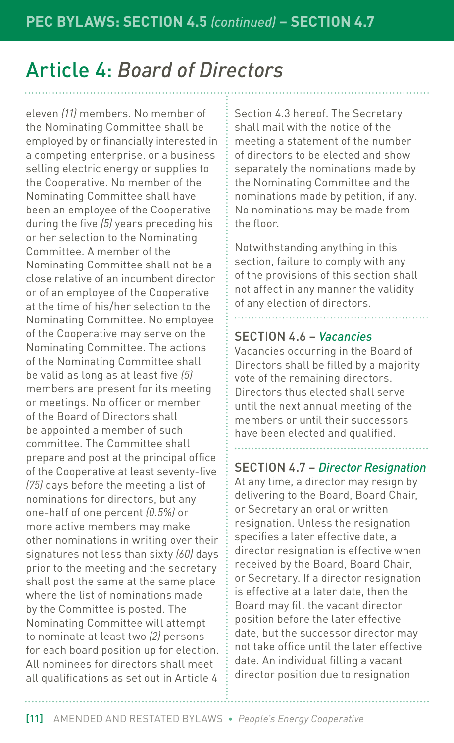# Article 4: *Board of Directors*

eleven *(11)* members. No member of the Nominating Committee shall be employed by or financially interested in a competing enterprise, or a business selling electric energy or supplies to the Cooperative. No member of the Nominating Committee shall have been an employee of the Cooperative during the five *(5)* years preceding his or her selection to the Nominating Committee. A member of the Nominating Committee shall not be a close relative of an incumbent director or of an employee of the Cooperative at the time of his/her selection to the Nominating Committee. No employee of the Cooperative may serve on the Nominating Committee. The actions of the Nominating Committee shall be valid as long as at least five *(5)* members are present for its meeting or meetings. No officer or member of the Board of Directors shall be appointed a member of such committee. The Committee shall prepare and post at the principal office of the Cooperative at least seventy-five *(75)* days before the meeting a list of nominations for directors, but any one-half of one percent *(0.5%)* or more active members may make other nominations in writing over their signatures not less than sixty *(60)* days prior to the meeting and the secretary shall post the same at the same place where the list of nominations made by the Committee is posted. The Nominating Committee will attempt to nominate at least two *(2)* persons for each board position up for election. All nominees for directors shall meet all qualifications as set out in Article 4 Section 4.3 hereof. The Secretary shall mail with the notice of the meeting a statement of the number of directors to be elected and show separately the nominations made by the Nominating Committee and the nominations made by petition, if any. No nominations may be made from the floor.

Notwithstanding anything in this section, failure to comply with any of the provisions of this section shall not affect in any manner the validity of any election of directors.

## SECTION 4.6 – *Vacancies*

Vacancies occurring in the Board of Directors shall be filled by a majority vote of the remaining directors. Directors thus elected shall serve until the next annual meeting of the members or until their successors have been elected and qualified.

## SECTION 4.7 – *Director Resignation*

At any time, a director may resign by delivering to the Board, Board Chair, or Secretary an oral or written resignation. Unless the resignation specifies a later effective date, a director resignation is effective when received by the Board, Board Chair, or Secretary. If a director resignation is effective at a later date, then the Board may fill the vacant director position before the later effective date, but the successor director may not take office until the later effective date. An individual filling a vacant director position due to resignation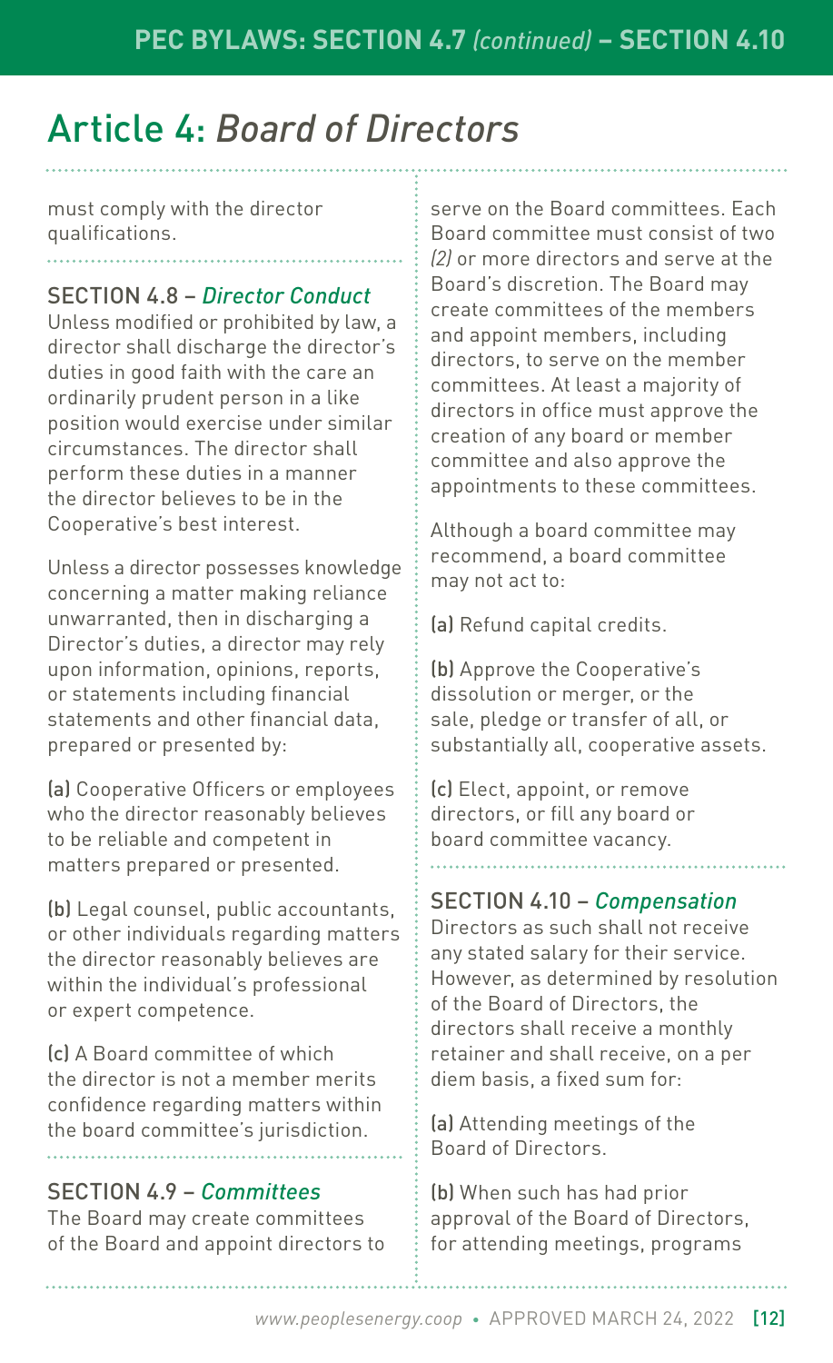# Article 4: *Board of Directors*

must comply with the director qualifications.

## SECTION 4.8 – *Director Conduct*

Unless modified or prohibited by law, a director shall discharge the director's duties in good faith with the care an ordinarily prudent person in a like position would exercise under similar circumstances. The director shall perform these duties in a manner the director believes to be in the Cooperative's best interest.

Unless a director possesses knowledge concerning a matter making reliance unwarranted, then in discharging a Director's duties, a director may rely upon information, opinions, reports, or statements including financial statements and other financial data, prepared or presented by:

**(a)** Cooperative Officers or employees who the director reasonably believes to be reliable and competent in matters prepared or presented.

**(b)** Legal counsel, public accountants, or other individuals regarding matters the director reasonably believes are within the individual's professional or expert competence.

**(c)** A Board committee of which the director is not a member merits confidence regarding matters within the board committee's jurisdiction.

## SECTION 4.9 – *Committees*

The Board may create committees of the Board and appoint directors to serve on the Board committees. Each Board committee must consist of two *(2)* or more directors and serve at the Board's discretion. The Board may create committees of the members and appoint members, including directors, to serve on the member committees. At least a majority of directors in office must approve the creation of any board or member committee and also approve the appointments to these committees.

Although a board committee may recommend, a board committee may not act to:

**(a)** Refund capital credits.

**(b)** Approve the Cooperative's dissolution or merger, or the sale, pledge or transfer of all, or substantially all, cooperative assets.

**(c)** Elect, appoint, or remove directors, or fill any board or board committee vacancy.

## SECTION 4.10 – *Compensation*

Directors as such shall not receive any stated salary for their service. However, as determined by resolution of the Board of Directors, the directors shall receive a monthly retainer and shall receive, on a per diem basis, a fixed sum for:

**(a)** Attending meetings of the Board of Directors.

**(b)** When such has had prior approval of the Board of Directors, for attending meetings, programs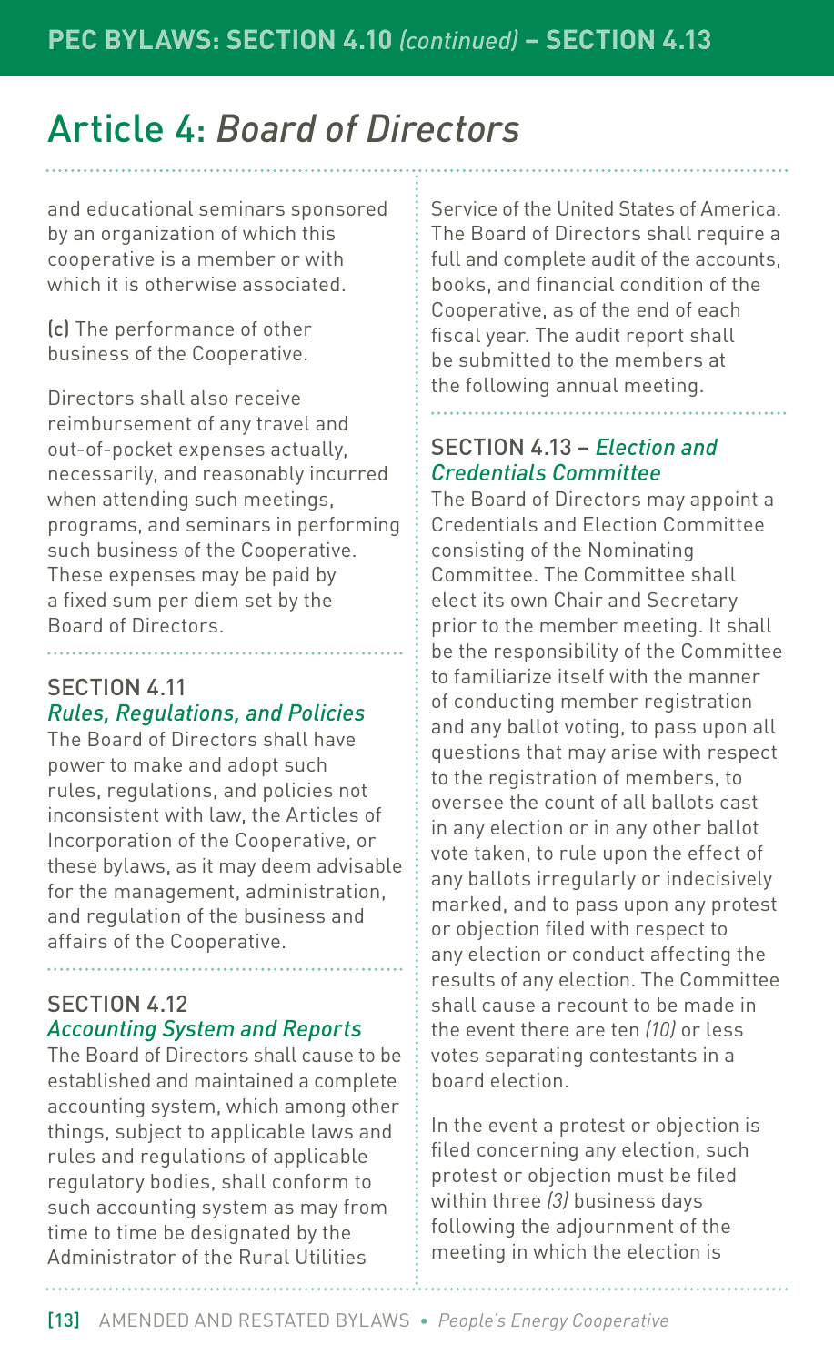# Article 4: *Board of Directors*

and educational seminars sponsored by an organization of which this cooperative is a member or with which it is otherwise associated.

**(c)** The performance of other business of the Cooperative.

Directors shall also receive reimbursement of any travel and out-of-pocket expenses actually, necessarily, and reasonably incurred when attending such meetings, programs, and seminars in performing such business of the Cooperative. These expenses may be paid by a fixed sum per diem set by the Board of Directors.

## SECTION 4.11 *Rules, Regulations, and Policies*

The Board of Directors shall have power to make and adopt such rules, regulations, and policies not inconsistent with law, the Articles of Incorporation of the Cooperative, or these bylaws, as it may deem advisable for the management, administration, and regulation of the business and affairs of the Cooperative.

## SECTION 4.12 *Accounting System and Reports*

The Board of Directors shall cause to be established and maintained a complete accounting system, which among other things, subject to applicable laws and rules and regulations of applicable regulatory bodies, shall conform to such accounting system as may from time to time be designated by the Administrator of the Rural Utilities Service of the United States of America. The Board of Directors shall require a full and complete audit of the accounts, books, and financial condition of the Cooperative, as of the end of each fiscal year. The audit report shall be submitted to the members at the following annual meeting.

## SECTION 4.13 – *Election and Credentials Committee*

The Board of Directors may appoint a Credentials and Election Committee consisting of the Nominating Committee. The Committee shall elect its own Chair and Secretary prior to the member meeting. It shall be the responsibility of the Committee to familiarize itself with the manner of conducting member registration and any ballot voting, to pass upon all questions that may arise with respect to the registration of members, to oversee the count of all ballots cast in any election or in any other ballot vote taken, to rule upon the effect of any ballots irregularly or indecisively marked, and to pass upon any protest or objection filed with respect to any election or conduct affecting the results of any election. The Committee shall cause a recount to be made in the event there are ten *(10)* or less votes separating contestants in a board election.

In the event a protest or objection is filed concerning any election, such protest or objection must be filed within three *(3)* business days following the adjournment of the meeting in which the election is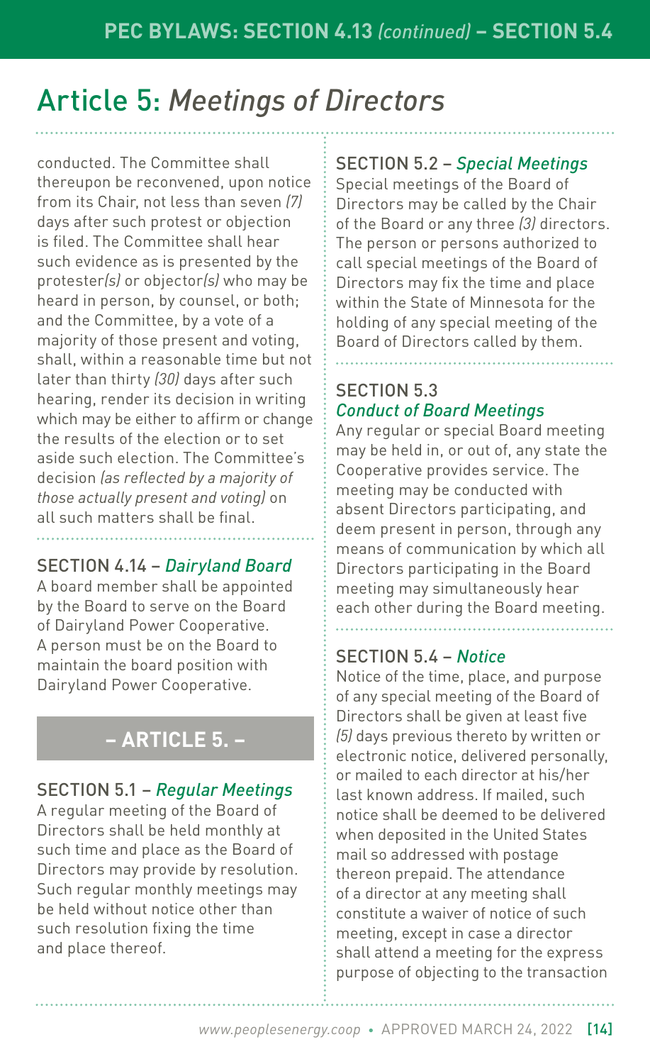# Article 5: *Meetings of Directors*

conducted. The Committee shall thereupon be reconvened, upon notice from its Chair, not less than seven *(7)* days after such protest or objection is filed. The Committee shall hear such evidence as is presented by the protester*(s)* or objector*(s)* who may be heard in person, by counsel, or both; and the Committee, by a vote of a majority of those present and voting, shall, within a reasonable time but not later than thirty *(30)* days after such hearing, render its decision in writing which may be either to affirm or change the results of the election or to set aside such election. The Committee's decision *(as reflected by a majority of those actually present and voting)* on all such matters shall be final.

### SECTION 4.14 – *Dairyland Board*

A board member shall be appointed by the Board to serve on the Board of Dairyland Power Cooperative. A person must be on the Board to maintain the board position with Dairyland Power Cooperative.

## – ARTICLE 5. –

### SECTION 5.1 – *Regular Meetings*

A regular meeting of the Board of Directors shall be held monthly at such time and place as the Board of Directors may provide by resolution. Such regular monthly meetings may be held without notice other than such resolution fixing the time and place thereof.

### SECTION 5.2 – *Special Meetings*

Special meetings of the Board of Directors may be called by the Chair of the Board or any three *(3)* directors. The person or persons authorized to call special meetings of the Board of Directors may fix the time and place within the State of Minnesota for the holding of any special meeting of the Board of Directors called by them.

### SECTION 5.3 *Conduct of Board Meetings*

Any regular or special Board meeting may be held in, or out of, any state the Cooperative provides service. The meeting may be conducted with absent Directors participating, and deem present in person, through any means of communication by which all Directors participating in the Board meeting may simultaneously hear each other during the Board meeting.

### SECTION 5.4 – *Notice*

Notice of the time, place, and purpose of any special meeting of the Board of Directors shall be given at least five *(5)* days previous thereto by written or electronic notice, delivered personally, or mailed to each director at his/her last known address. If mailed, such notice shall be deemed to be delivered when deposited in the United States mail so addressed with postage thereon prepaid. The attendance of a director at any meeting shall constitute a waiver of notice of such meeting, except in case a director shall attend a meeting for the express purpose of objecting to the transaction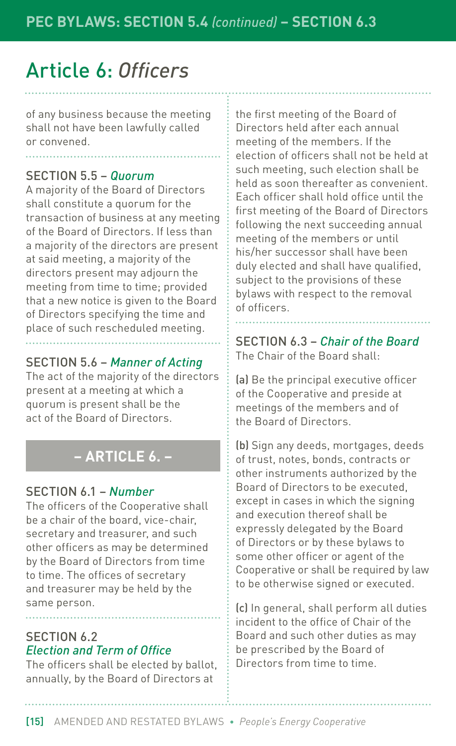# Article 6: *Officers*

of any business because the meeting shall not have been lawfully called or convened.

### SECTION 5.5 – *Quorum*

A majority of the Board of Directors shall constitute a quorum for the transaction of business at any meeting of the Board of Directors. If less than a majority of the directors are present at said meeting, a majority of the directors present may adjourn the meeting from time to time; provided that a new notice is given to the Board of Directors specifying the time and place of such rescheduled meeting.

### SECTION 5.6 – *Manner of Acting*

The act of the majority of the directors present at a meeting at which a quorum is present shall be the act of the Board of Directors.

## – ARTICLE 6. –

### SECTION 6.1 – *Number*

The officers of the Cooperative shall be a chair of the board, vice-chair, secretary and treasurer, and such other officers as may be determined by the Board of Directors from time to time. The offices of secretary and treasurer may be held by the same person.

### SECTION 6.2 *Election and Term of Office*

The officers shall be elected by ballot, annually, by the Board of Directors at the first meeting of the Board of Directors held after each annual meeting of the members. If the election of officers shall not be held at such meeting, such election shall be held as soon thereafter as convenient. Each officer shall hold office until the first meeting of the Board of Directors following the next succeeding annual meeting of the members or until his/her successor shall have been duly elected and shall have qualified, subject to the provisions of these bylaws with respect to the removal of officers.

### SECTION 6.3 – *Chair of the Board*

The Chair of the Board shall:

(a) Be the principal executive officer of the Cooperative and preside at meetings of the members and of the Board of Directors.

(b) Sign any deeds, mortgages, deeds of trust, notes, bonds, contracts or other instruments authorized by the Board of Directors to be executed, except in cases in which the signing and execution thereof shall be expressly delegated by the Board of Directors or by these bylaws to some other officer or agent of the Cooperative or shall be required by law to be otherwise signed or executed.

(c) In general, shall perform all duties incident to the office of Chair of the Board and such other duties as may be prescribed by the Board of Directors from time to time.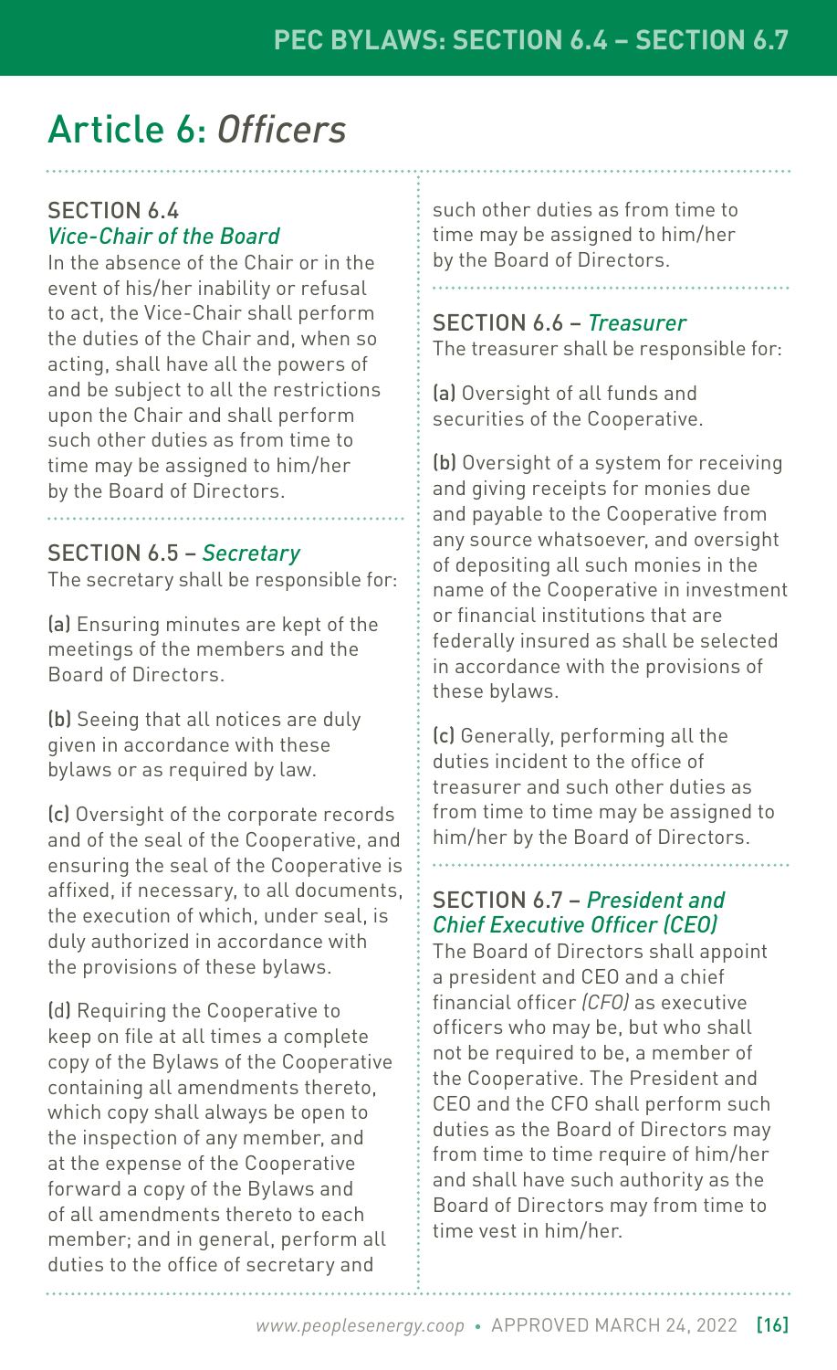# Article 6: *Officers*

### SECTION 6.4
### *Vice-Chair of the Board*

In the absence of the Chair or in the event of his/her inability or refusal to act, the Vice-Chair shall perform the duties of the Chair and, when so acting, shall have all the powers of and be subject to all the restrictions upon the Chair and shall perform such other duties as from time to time may be assigned to him/her by the Board of Directors.

### SECTION 6.5 – *Secretary*

The secretary shall be responsible for:

**(a)** Ensuring minutes are kept of the meetings of the members and the Board of Directors.

**(b)** Seeing that all notices are duly given in accordance with these bylaws or as required by law.

**(c)** Oversight of the corporate records and of the seal of the Cooperative, and ensuring the seal of the Cooperative is affixed, if necessary, to all documents, the execution of which, under seal, is duly authorized in accordance with the provisions of these bylaws.

**(d)** Requiring the Cooperative to keep on file at all times a complete copy of the Bylaws of the Cooperative containing all amendments thereto, which copy shall always be open to the inspection of any member, and at the expense of the Cooperative forward a copy of the Bylaws and of all amendments thereto to each member; and in general, perform all duties to the office of secretary and such other duties as from time to time may be assigned to him/her by the Board of Directors.

### SECTION 6.6 – *Treasurer*

The treasurer shall be responsible for:

**(a)** Oversight of all funds and securities of the Cooperative.

**(b)** Oversight of a system for receiving and giving receipts for monies due and payable to the Cooperative from any source whatsoever, and oversight of depositing all such monies in the name of the Cooperative in investment or financial institutions that are federally insured as shall be selected in accordance with the provisions of these bylaws.

**(c)** Generally, performing all the duties incident to the office of treasurer and such other duties as from time to time may be assigned to him/her by the Board of Directors.

### SECTION 6.7 – *President and Chief Executive Officer (CEO)*

The Board of Directors shall appoint a president and CEO and a chief financial officer *(CFO)* as executive officers who may be, but who shall not be required to be, a member of the Cooperative. The President and CEO and the CFO shall perform such duties as the Board of Directors may from time to time require of him/her and shall have such authority as the Board of Directors may from time to time vest in him/her.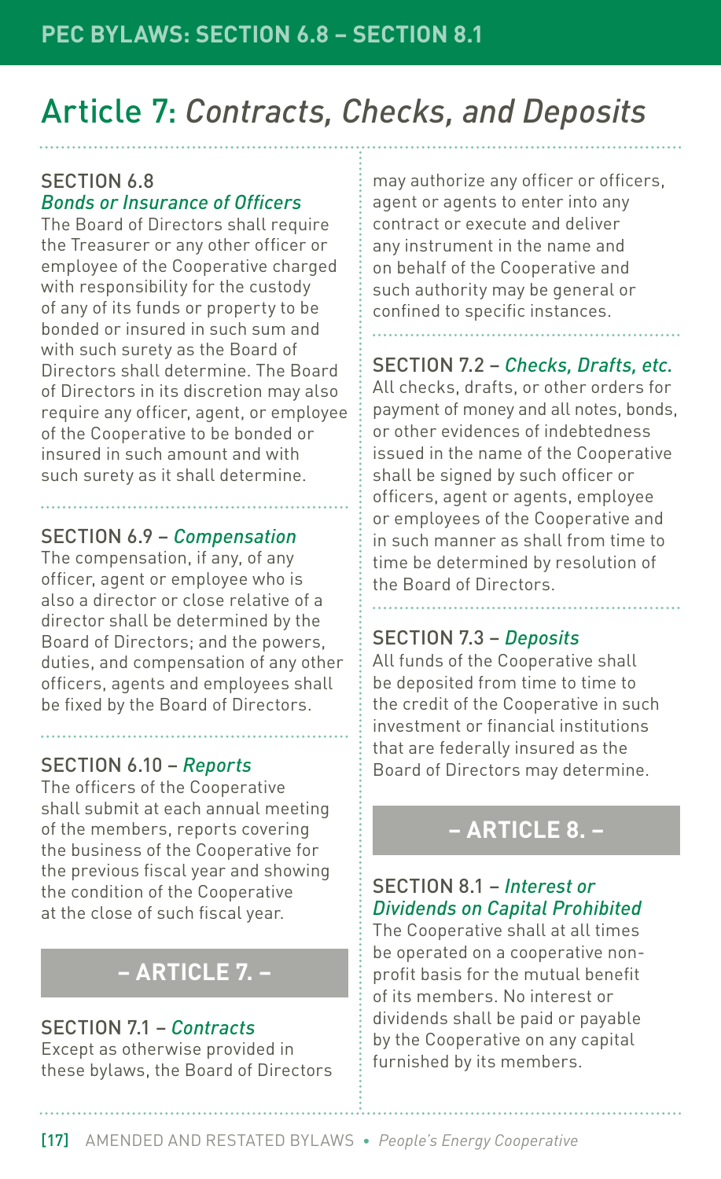# Article 7: *Contracts, Checks, and Deposits*

### SECTION 6.8
### *Bonds or Insurance of Officers*

The Board of Directors shall require the Treasurer or any other officer or employee of the Cooperative charged with responsibility for the custody of any of its funds or property to be bonded or insured in such sum and with such surety as the Board of Directors shall determine. The Board of Directors in its discretion may also require any officer, agent, or employee of the Cooperative to be bonded or insured in such amount and with such surety as it shall determine.

### SECTION 6.9 – *Compensation*

The compensation, if any, of any officer, agent or employee who is also a director or close relative of a director shall be determined by the Board of Directors; and the powers, duties, and compensation of any other officers, agents and employees shall be fixed by the Board of Directors.

### SECTION 6.10 – *Reports*

The officers of the Cooperative shall submit at each annual meeting of the members, reports covering the business of the Cooperative for the previous fiscal year and showing the condition of the Cooperative at the close of such fiscal year.

## – ARTICLE 7. –

### SECTION 7.1 – *Contracts*

Except as otherwise provided in these bylaws, the Board of Directors may authorize any officer or officers, agent or agents to enter into any contract or execute and deliver any instrument in the name and on behalf of the Cooperative and such authority may be general or confined to specific instances.

### SECTION 7.2 – *Checks, Drafts, etc.*

All checks, drafts, or other orders for payment of money and all notes, bonds, or other evidences of indebtedness issued in the name of the Cooperative shall be signed by such officer or officers, agent or agents, employee or employees of the Cooperative and in such manner as shall from time to time be determined by resolution of the Board of Directors.

### SECTION 7.3 – *Deposits*

All funds of the Cooperative shall be deposited from time to time to the credit of the Cooperative in such investment or financial institutions that are federally insured as the Board of Directors may determine.

## – ARTICLE 8. –

### SECTION 8.1 – *Interest or Dividends on Capital Prohibited*

The Cooperative shall at all times be operated on a cooperative non-profit basis for the mutual benefit of its members. No interest or dividends shall be paid or payable by the Cooperative on any capital furnished by its members.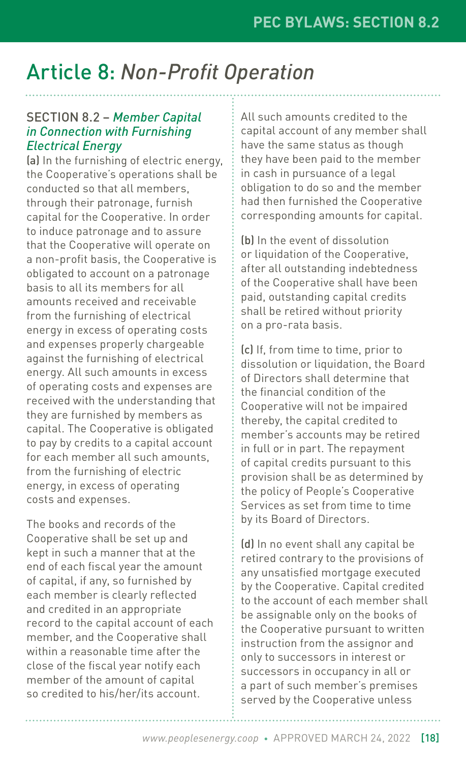# Article 8: *Non-Profit Operation*

### SECTION 8.2 – *Member Capital in Connection with Furnishing Electrical Energy*

**(a)** In the furnishing of electric energy, the Cooperative's operations shall be conducted so that all members, through their patronage, furnish capital for the Cooperative. In order to induce patronage and to assure that the Cooperative will operate on a non-profit basis, the Cooperative is obligated to account on a patronage basis to all its members for all amounts received and receivable from the furnishing of electrical energy in excess of operating costs and expenses properly chargeable against the furnishing of electrical energy. All such amounts in excess of operating costs and expenses are received with the understanding that they are furnished by members as capital. The Cooperative is obligated to pay by credits to a capital account for each member all such amounts, from the furnishing of electric energy, in excess of operating costs and expenses.

The books and records of the Cooperative shall be set up and kept in such a manner that at the end of each fiscal year the amount of capital, if any, so furnished by each member is clearly reflected and credited in an appropriate record to the capital account of each member, and the Cooperative shall within a reasonable time after the close of the fiscal year notify each member of the amount of capital so credited to his/her/its account.

All such amounts credited to the capital account of any member shall have the same status as though they have been paid to the member in cash in pursuance of a legal obligation to do so and the member had then furnished the Cooperative corresponding amounts for capital.

**(b)** In the event of dissolution or liquidation of the Cooperative, after all outstanding indebtedness of the Cooperative shall have been paid, outstanding capital credits shall be retired without priority on a pro-rata basis.

**(c)** If, from time to time, prior to dissolution or liquidation, the Board of Directors shall determine that the financial condition of the Cooperative will not be impaired thereby, the capital credited to member's accounts may be retired in full or in part. The repayment of capital credits pursuant to this provision shall be as determined by the policy of People's Cooperative Services as set from time to time by its Board of Directors.

**(d)** In no event shall any capital be retired contrary to the provisions of any unsatisfied mortgage executed by the Cooperative. Capital credited to the account of each member shall be assignable only on the books of the Cooperative pursuant to written instruction from the assignor and only to successors in interest or successors in occupancy in all or a part of such member's premises served by the Cooperative unless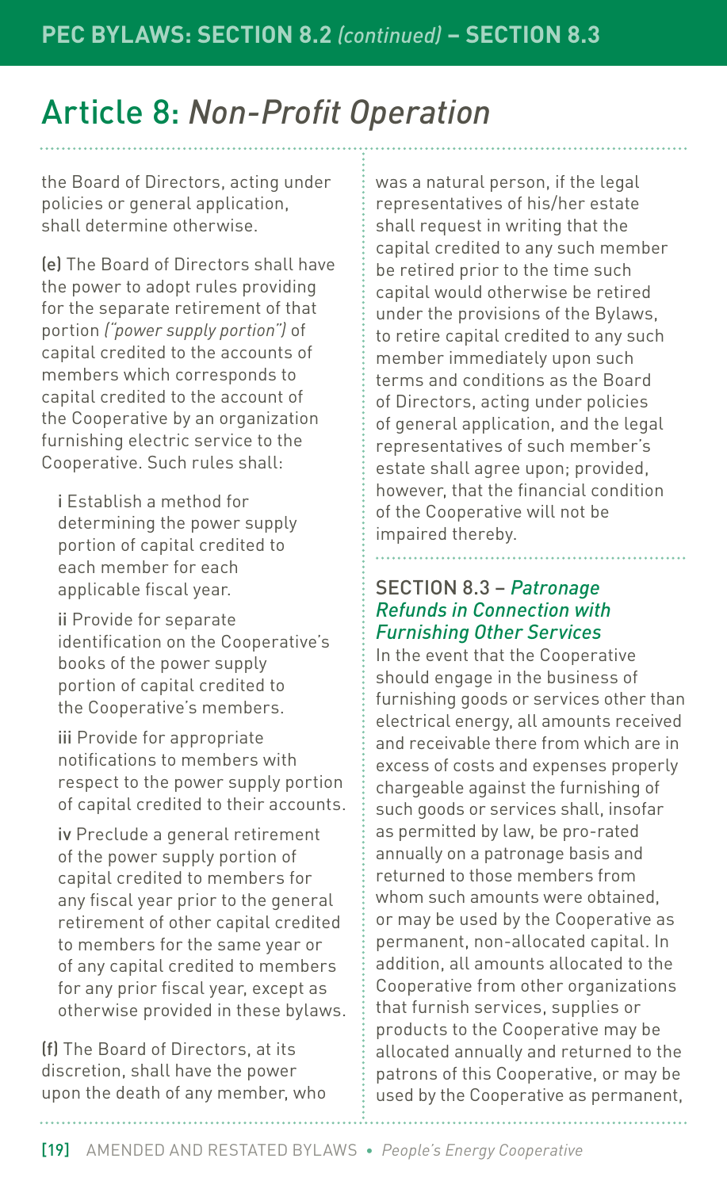# Article 8: *Non-Profit Operation*

the Board of Directors, acting under policies or general application, shall determine otherwise.

**(e)** The Board of Directors shall have the power to adopt rules providing for the separate retirement of that portion *("power supply portion")* of capital credited to the accounts of members which corresponds to capital credited to the account of the Cooperative by an organization furnishing electric service to the Cooperative. Such rules shall:

- **i** Establish a method for determining the power supply portion of capital credited to each member for each applicable fiscal year.
- **ii** Provide for separate identification on the Cooperative's books of the power supply portion of capital credited to the Cooperative's members.
- **iii** Provide for appropriate notifications to members with respect to the power supply portion of capital credited to their accounts.
- **iv** Preclude a general retirement of the power supply portion of capital credited to members for any fiscal year prior to the general retirement of other capital credited to members for the same year or of any capital credited to members for any prior fiscal year, except as otherwise provided in these bylaws.

**(f)** The Board of Directors, at its discretion, shall have the power upon the death of any member, who was a natural person, if the legal representatives of his/her estate shall request in writing that the capital credited to any such member be retired prior to the time such capital would otherwise be retired under the provisions of the Bylaws, to retire capital credited to any such member immediately upon such terms and conditions as the Board of Directors, acting under policies of general application, and the legal representatives of such member's estate shall agree upon; provided, however, that the financial condition of the Cooperative will not be impaired thereby.

## SECTION 8.3 – *Patronage Refunds in Connection with Furnishing Other Services*

In the event that the Cooperative should engage in the business of furnishing goods or services other than electrical energy, all amounts received and receivable there from which are in excess of costs and expenses properly chargeable against the furnishing of such goods or services shall, insofar as permitted by law, be pro-rated annually on a patronage basis and returned to those members from whom such amounts were obtained, or may be used by the Cooperative as permanent, non-allocated capital. In addition, all amounts allocated to the Cooperative from other organizations that furnish services, supplies or products to the Cooperative may be allocated annually and returned to the patrons of this Cooperative, or may be used by the Cooperative as permanent,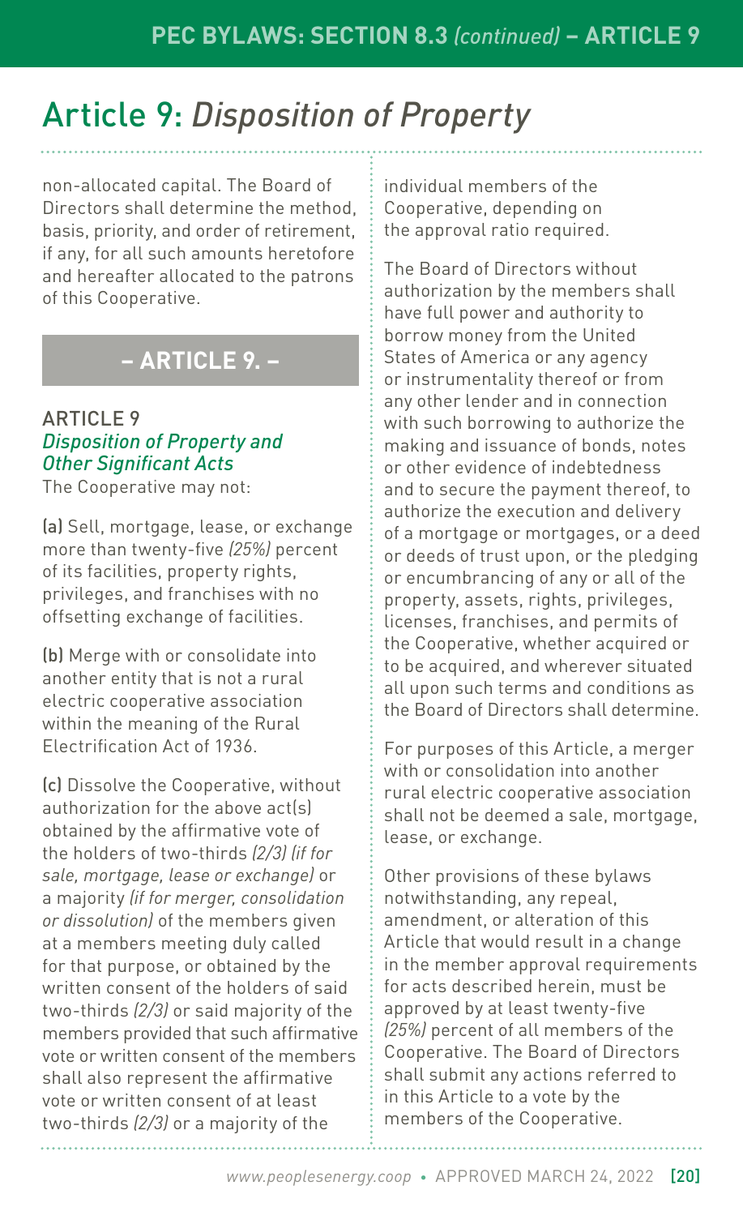# Article 9: *Disposition of Property*

non-allocated capital. The Board of Directors shall determine the method, basis, priority, and order of retirement, if any, for all such amounts heretofore and hereafter allocated to the patrons of this Cooperative.

## – ARTICLE 9. –

### ARTICLE 9
### *Disposition of Property and Other Significant Acts*

The Cooperative may not:

**(a)** Sell, mortgage, lease, or exchange more than twenty-five *(25%)* percent of its facilities, property rights, privileges, and franchises with no offsetting exchange of facilities.

**(b)** Merge with or consolidate into another entity that is not a rural electric cooperative association within the meaning of the Rural Electrification Act of 1936.

**(c)** Dissolve the Cooperative, without authorization for the above act(s) obtained by the affirmative vote of the holders of two-thirds *(2/3) (if for sale, mortgage, lease or exchange)* or a majority *(if for merger, consolidation or dissolution)* of the members given at a members meeting duly called for that purpose, or obtained by the written consent of the holders of said two-thirds *(2/3)* or said majority of the members provided that such affirmative vote or written consent of the members shall also represent the affirmative vote or written consent of at least two-thirds *(2/3)* or a majority of the individual members of the Cooperative, depending on the approval ratio required.

The Board of Directors without authorization by the members shall have full power and authority to borrow money from the United States of America or any agency or instrumentality thereof or from any other lender and in connection with such borrowing to authorize the making and issuance of bonds, notes or other evidence of indebtedness and to secure the payment thereof, to authorize the execution and delivery of a mortgage or mortgages, or a deed or deeds of trust upon, or the pledging or encumbrancing of any or all of the property, assets, rights, privileges, licenses, franchises, and permits of the Cooperative, whether acquired or to be acquired, and wherever situated all upon such terms and conditions as the Board of Directors shall determine.

For purposes of this Article, a merger with or consolidation into another rural electric cooperative association shall not be deemed a sale, mortgage, lease, or exchange.

Other provisions of these bylaws notwithstanding, any repeal, amendment, or alteration of this Article that would result in a change in the member approval requirements for acts described herein, must be approved by at least twenty-five *(25%)* percent of all members of the Cooperative. The Board of Directors shall submit any actions referred to in this Article to a vote by the members of the Cooperative.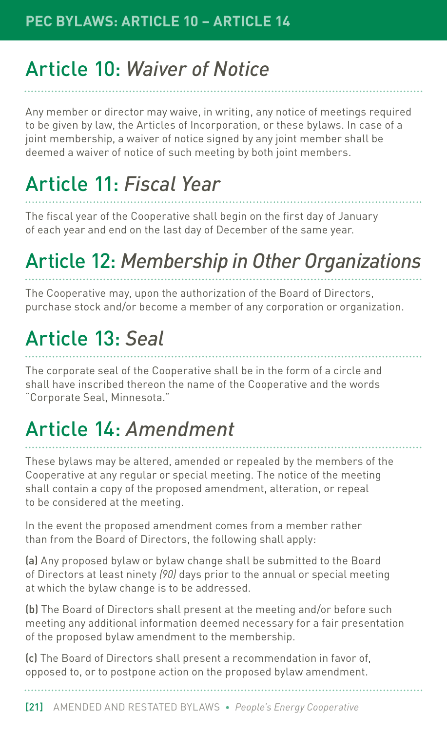## Article 10: *Waiver of Notice*

Any member or director may waive, in writing, any notice of meetings required to be given by law, the Articles of Incorporation, or these bylaws. In case of a joint membership, a waiver of notice signed by any joint member shall be deemed a waiver of notice of such meeting by both joint members.

## Article 11: *Fiscal Year*

The fiscal year of the Cooperative shall begin on the first day of January of each year and end on the last day of December of the same year.

## Article 12: *Membership in Other Organizations*

The Cooperative may, upon the authorization of the Board of Directors, purchase stock and/or become a member of any corporation or organization.

## Article 13: *Seal*

The corporate seal of the Cooperative shall be in the form of a circle and shall have inscribed thereon the name of the Cooperative and the words "Corporate Seal, Minnesota."

## Article 14: *Amendment*

These bylaws may be altered, amended or repealed by the members of the Cooperative at any regular or special meeting. The notice of the meeting shall contain a copy of the proposed amendment, alteration, or repeal to be considered at the meeting.

In the event the proposed amendment comes from a member rather than from the Board of Directors, the following shall apply:

**(a)** Any proposed bylaw or bylaw change shall be submitted to the Board of Directors at least ninety *(90)* days prior to the annual or special meeting at which the bylaw change is to be addressed.

**(b)** The Board of Directors shall present at the meeting and/or before such meeting any additional information deemed necessary for a fair presentation of the proposed bylaw amendment to the membership.

**(c)** The Board of Directors shall present a recommendation in favor of, opposed to, or to postpone action on the proposed bylaw amendment.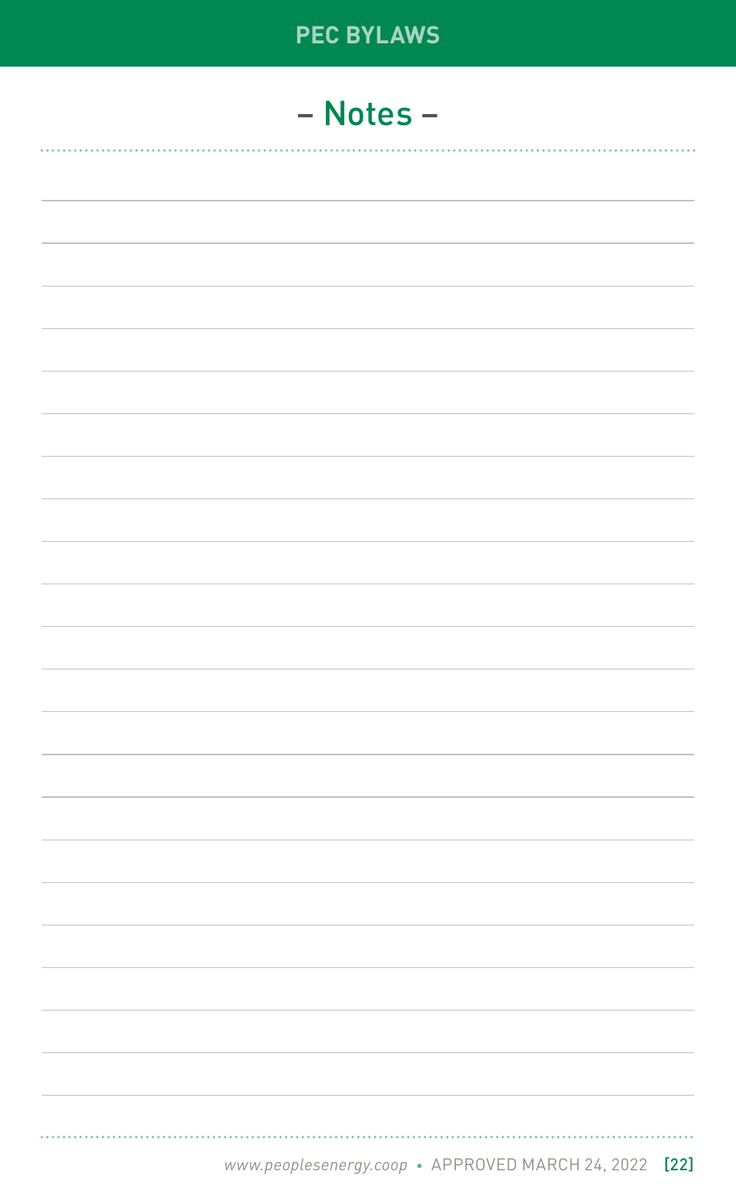# – Notes –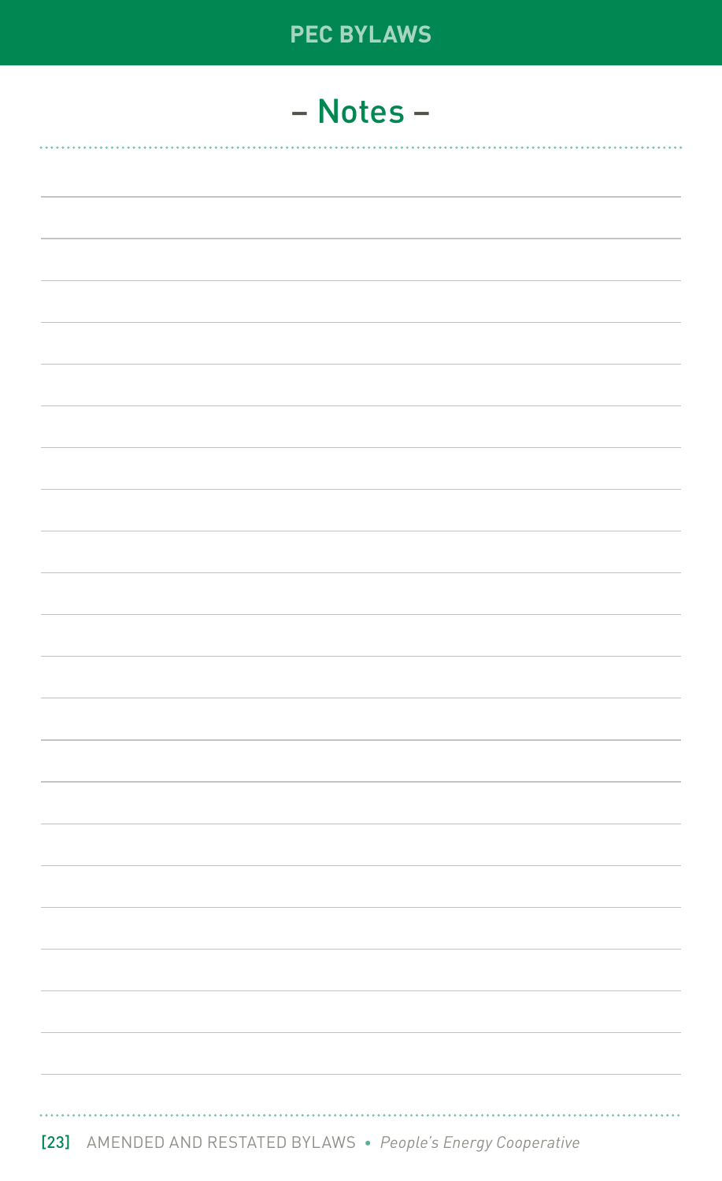## – Notes –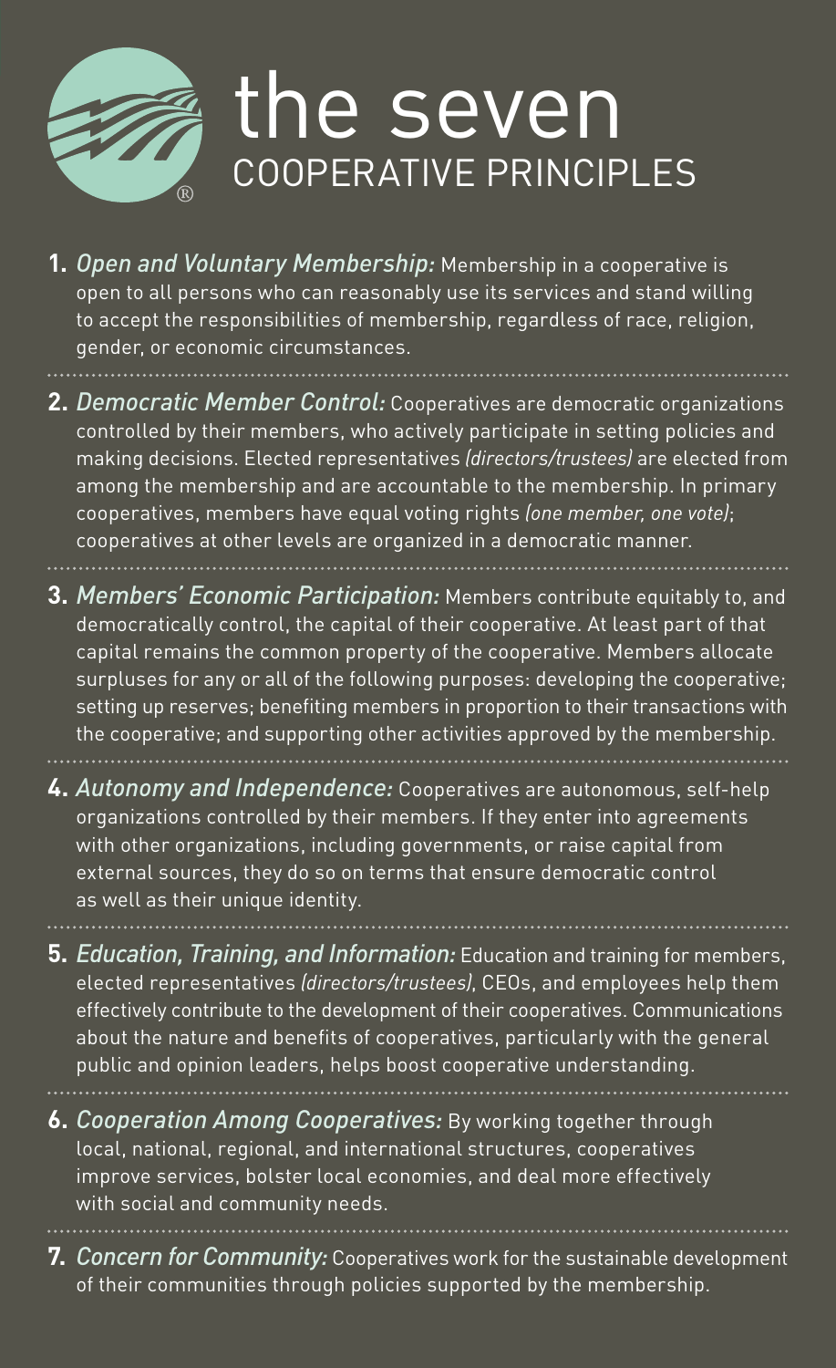# the seven COOPERATIVE PRINCIPLES

1. *Open and Voluntary Membership:* Membership in a cooperative is open to all persons who can reasonably use its services and stand willing to accept the responsibilities of membership, regardless of race, religion, gender, or economic circumstances.

2. *Democratic Member Control:* Cooperatives are democratic organizations controlled by their members, who actively participate in setting policies and making decisions. Elected representatives *(directors/trustees)* are elected from among the membership and are accountable to the membership. In primary cooperatives, members have equal voting rights *(one member, one vote)*; cooperatives at other levels are organized in a democratic manner.

3. *Members' Economic Participation:* Members contribute equitably to, and democratically control, the capital of their cooperative. At least part of that capital remains the common property of the cooperative. Members allocate surpluses for any or all of the following purposes: developing the cooperative; setting up reserves; benefiting members in proportion to their transactions with the cooperative; and supporting other activities approved by the membership.

4. *Autonomy and Independence:* Cooperatives are autonomous, self-help organizations controlled by their members. If they enter into agreements with other organizations, including governments, or raise capital from external sources, they do so on terms that ensure democratic control as well as their unique identity.

5. *Education, Training, and Information:* Education and training for members, elected representatives *(directors/trustees)*, CEOs, and employees help them effectively contribute to the development of their cooperatives. Communications about the nature and benefits of cooperatives, particularly with the general public and opinion leaders, helps boost cooperative understanding.

6. *Cooperation Among Cooperatives:* By working together through local, national, regional, and international structures, cooperatives improve services, bolster local economies, and deal more effectively with social and community needs.

7. *Concern for Community:* Cooperatives work for the sustainable development of their communities through policies supported by the membership.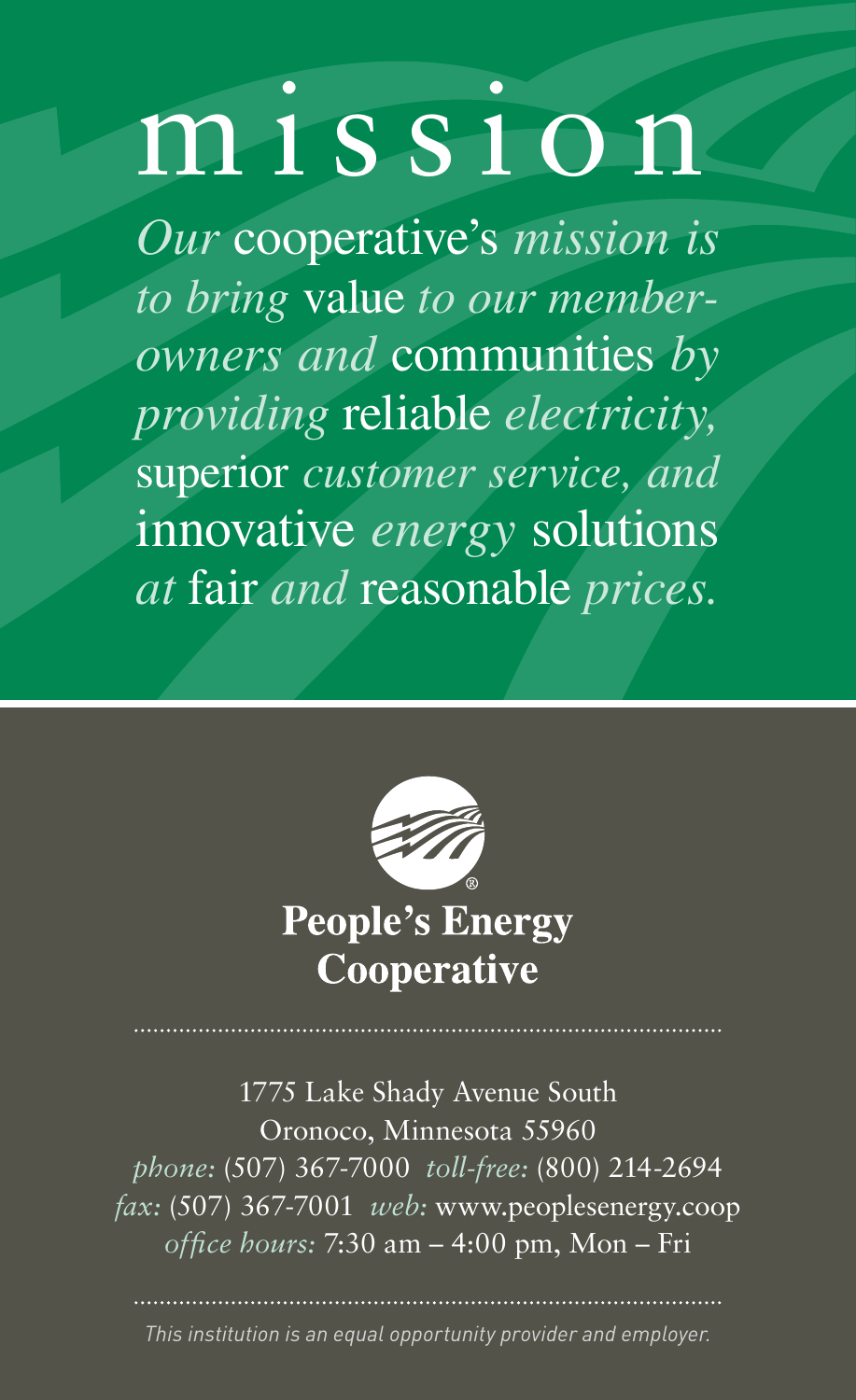# mission

*Our* cooperative's *mission is to bring* value *to our member-owners and* communities *by providing* reliable *electricity,* superior *customer service, and* innovative *energy* solutions *at* fair *and* reasonable *prices.*

**People's Energy Cooperative**

1775 Lake Shady Avenue South
Oronoco, Minnesota 55960
*phone:* (507) 367-7000 *toll-free:* (800) 214-2694
*fax:* (507) 367-7001 *web:* www.peoplesenergy.coop
*office hours:* 7:30 am – 4:00 pm, Mon – Fri

*This institution is an equal opportunity provider and employer.*